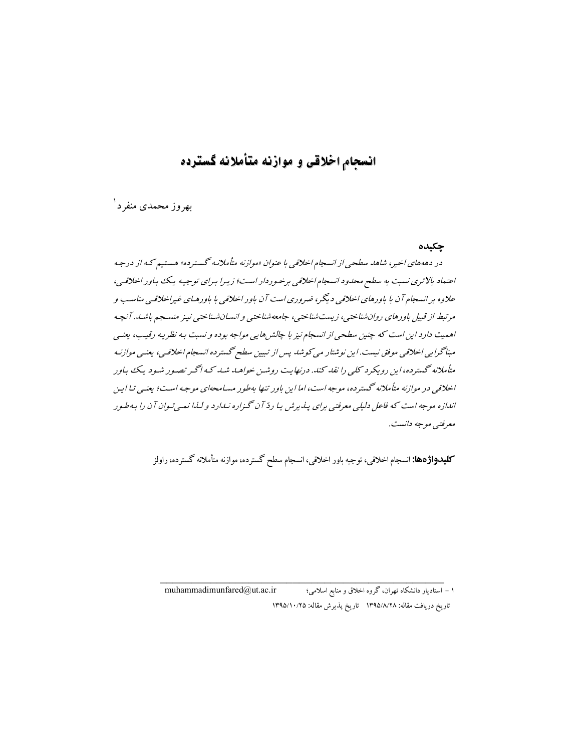# انسجام اخلاقی و موازنه متأملانه گسترده

بهروز محمدی منفرد[1]

## چکیده

*در دهه‌های اخیر، شاهد سطحی از انسجام اخلاقی با عنوان «موازنه متأملانه گسترده» هستیم که از درجه اعتماد بالاتری نسبت به سطح محدود انسجام اخلاقی برخوردار است؛ زیرا برای توجیه یک باور اخلاقی، علاوه بر انسجام آن با باورهای اخلاقی دیگر، ضروری است آن باور اخلاقی با باورهای غیراخلاقی مناسب و مرتبط از قبیل باورهای روان‌شناختی، زیست‌شناختی، جامعه‌شناختی و انسان‌شناختی نیز منسجم باشد. آنچه اهمیت دارد این است که چنین سطحی از انسجام نیز با چالش‌هایی مواجه بوده و نسبت به نظریه رقیب، یعنی مبناگرایی اخلاقی موفق نیست. این نوشتار می‌کوشد پس از تبیین سطح گسترده انسجام اخلاقی، یعنی موازنه متأملانه گسترده، این رویکرد کلی را نقد کند. درنهایت روشن خواهد شد که اگر تصور شود یک باور اخلاقی در موازنه متأملانه گسترده، موجه است، اما این باور تنها به‌طور مسامحه‌ای موجه است؛ یعنی تا این اندازه موجه است که فاعل دلیلی معرفتی برای پذیرش یا ردّ آن گزاره ندارد و لذا نمی‌توان آن را به‌طور معرفتی موجه دانست.*

**کلیدواژه‌ها:** انسجام اخلاقی، توجیه باور اخلاقی، انسجام سطح گسترده، موازنه متأملانه گسترده، راولز

---

[1] - استادیار دانشگاه تهران، گروه اخلاق و منابع اسلامی؛ muhammadimunfared@ut.ac.ir

تاریخ دریافت مقاله: ۱۳۹۵/۸/۲۸ تاریخ پذیرش مقاله: ۱۳۹۵/۱۰/۲۵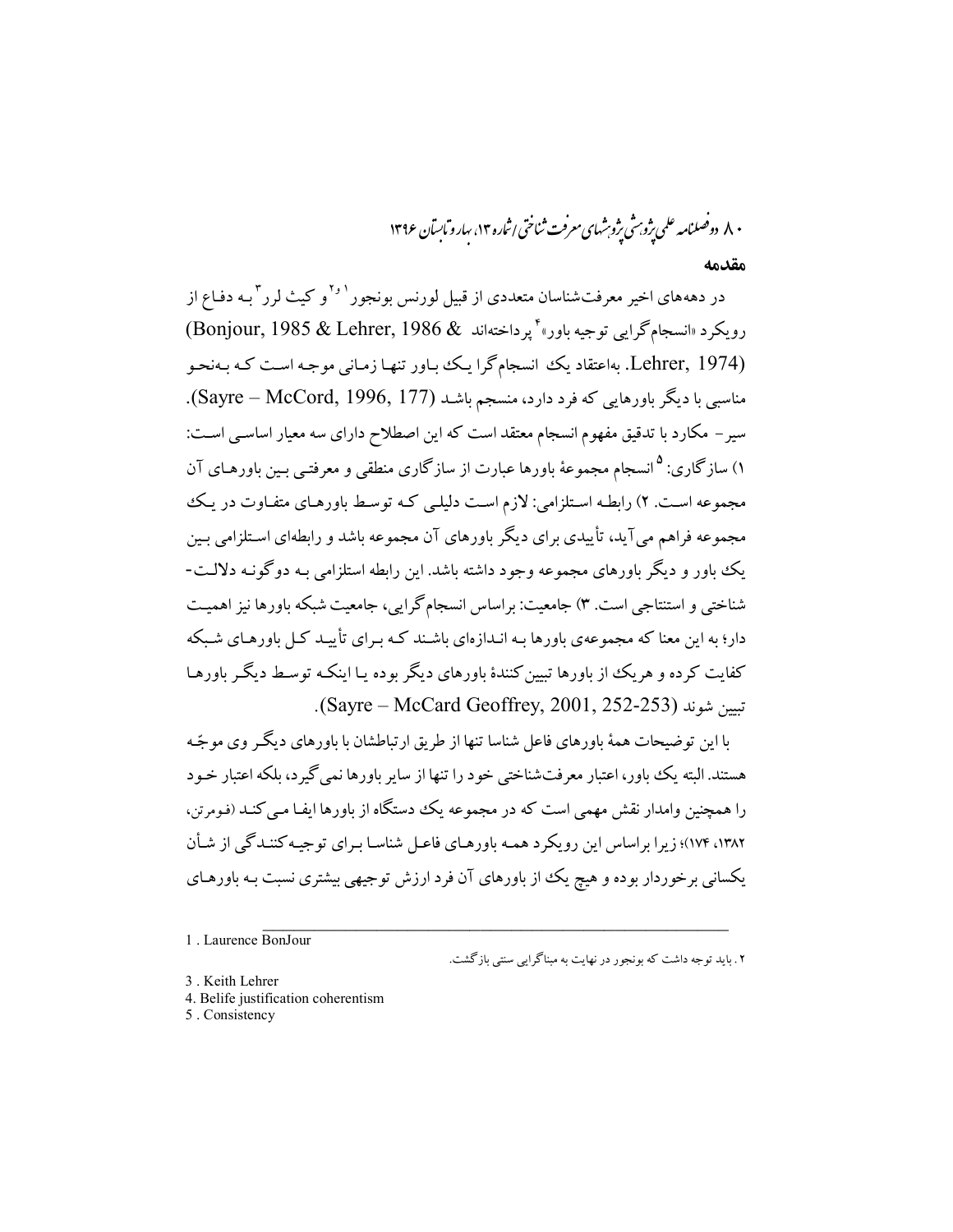## مقدمه

در دهه‌های اخیر معرفت‌شناسان متعددی از قبیل لورنس بونجور[1،2] و کیث لرر[3] بـه دفـاع از رویکرد «انسجام‌گرایی توجیه باور»[4] پرداخته‌اند (Bonjour, 1985 & Lehrer, 1986 & Lehrer, 1974). به‌اعتقاد یک انسجام‌گرا یک بـاور تنهـا زمـانی موجـه اسـت کـه بـه‌نحـو مناسبی با دیگر باورهایی که فرد دارد، منسجم باشـد (Sayre – McCord, 1996, 177). سیر- مکارد با تدقیق مفهوم انسجام معتقد است که این اصطلاح دارای سه معیار اساسـی اسـت: ۱) سازگاری:[5] انسجام مجموعۀ باورها عبارت از سازگاری منطقی و معرفتـی بـین باورهـای آن مجموعه اسـت. ۲) رابطـه اسـتلزامی: لازم اسـت دلیلـی کـه توسـط باورهـای متفـاوت در یـک مجموعه فراهم می‌آید، تأییدی برای دیگر باورهای آن مجموعه باشد و رابطه‌ای اسـتلزامی بـین یک باور و دیگر باورهای مجموعه وجود داشته باشد. این رابطه استلزامی بـه دوگونـه دلالـت-شناختی و استنتاجی است. ۳) جامعیت: براساس انسجام‌گرایی، جامعیت شبکه باورها نیز اهمیـت دار؛ به این معنا که مجموعه‌ی باورها بـه انـدازه‌ای باشـند کـه بـرای تأییـد کـل باورهـای شـبکه کفایت کرده و هریک از باورها تبیین‌کنندۀ باورهای دیگر بوده یـا اینکـه توسـط دیگـر باورهـا تبیین شوند (Sayre – McCard Geoffrey, 2001, 252-253).

با این توضیحات همۀ باورهای فاعل شناسا تنها از طریق ارتباطشان با باورهای دیگـر وی موجّـه هستند. البته یک باور، اعتبار معرفت‌شناختی خود را تنها از سایر باورها نمی‌گیرد، بلکه اعتبار خـود را همچنین وامدار نقش مهمی است که در مجموعه یک دستگاه از باورها ایفـا مـی‌کنـد (فـومرتن، ۱۳۸۲، ۱۷۴)؛ زیرا براساس این رویکرد همـه باورهـای فاعـل شناسـا بـرای توجیـه‌کننـدگی از شـأن یکسانی برخوردار بوده و هیچ یک از باورهای آن فرد ارزش توجیهی بیشتری نسبت بـه باورهـای

---

1 . Laurence BonJour

۲ . باید توجه داشت که بونجور در نهایت به مبناگرایی سنتی بازگشت.

3 . Keith Lehrer

4. Belife justification coherentism

5 . Consistency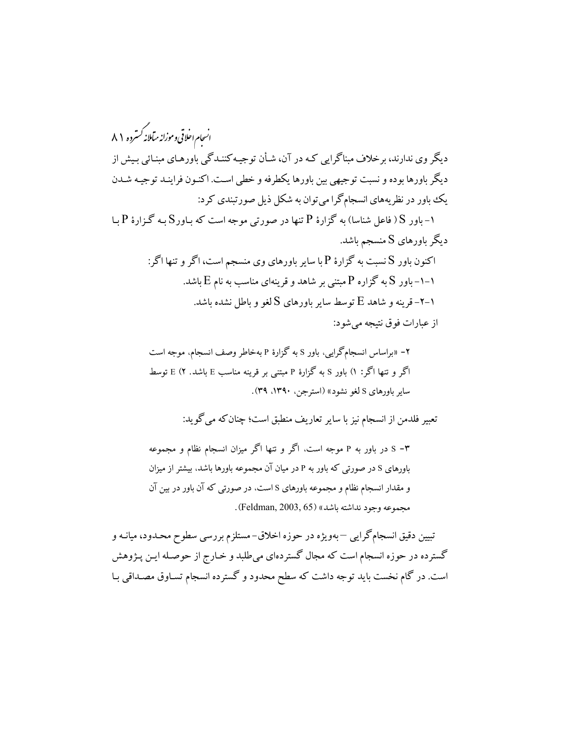دیگر وی ندارند، برخلاف مبناگرایی که در آن، شأن توجیه‌کنندگی باورهای مبنائی بیش از دیگر باورها بوده و نسبت توجیهی بین باورها یکطرفه و خطی است. اکنون فرایند توجیه شدن یک باور در نظریه‌های انسجام‌گرا می‌توان به شکل ذیل صورتبندی کرد:

۱- باور S ( فاعل شناسا) به گزارهٔ P تنها در صورتی موجه است که باور S به گزارهٔ P با دیگر باورهای S منسجم باشد.

اکنون باور S نسبت به گزارهٔ P با سایر باورهای وی منسجم است، اگر و تنها اگر:

۱-۱- باور S به گزاره P مبتنی بر شاهد و قرینه‌ای مناسب به نام E باشد.

۱-۲- قرینه و شاهد E توسط سایر باورهای S لغو و باطل نشده باشد.

از عبارات فوق نتیجه می‌شود:

> ۲- «براساس انسجام‌گرایی، باور S به گزارهٔ P به‌خاطر وصف انسجام، موجه است اگر و تنها اگر: ۱) باور S به گزارهٔ P مبتنی بر قرینه مناسب E باشد. ۲) E توسط سایر باورهای S لغو نشود» (استرجن، ۱۳۹۰، ۳۹).

تعبیر فلدمن از انسجام نیز با سایر تعاریف منطبق است؛ چنان‌که می‌گوید:

> ۳- S در باور به P موجه است، اگر و تنها اگر میزان انسجام نظام و مجموعه باورهای S در صورتی که باور به P در میان آن مجموعه باورها باشد، بیشتر از میزان و مقدار انسجام نظام و مجموعه باورهای S است، در صورتی که آن باور در بین آن مجموعه وجود نداشته باشد» (Feldman, 2003, 65).

تبیین دقیق انسجام‌گرایی –به‌ویژه در حوزه اخلاق- مستلزم بررسی سطوح محدود، میانه و گسترده در حوزه انسجام است که مجال گسترده‌ای می‌طلبد و خارج از حوصله این پژوهش است. در گام نخست باید توجه داشت که سطح محدود و گسترده انسجام تساوق مصداقی با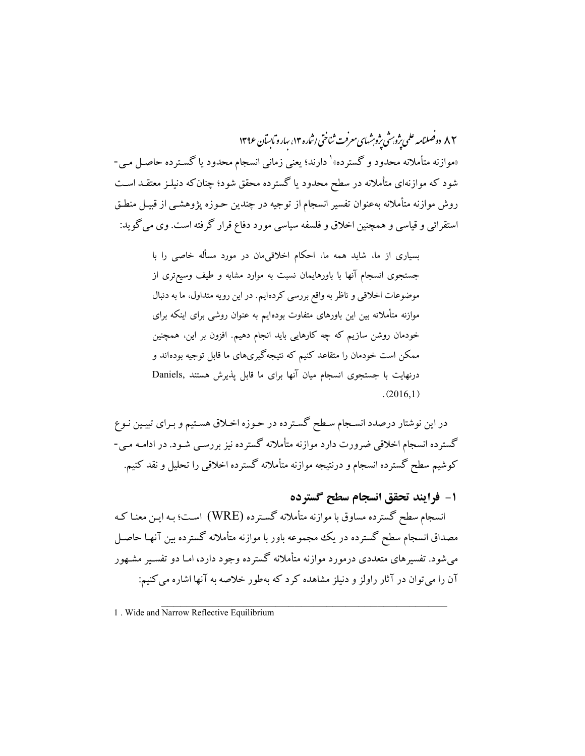«موازنه متأملانه محدود و گسترده»[1] دارند؛ یعنی زمانی انسجام محدود یا گسترده حاصل می‌شود که موازنه‌ای متأملانه در سطح محدود یا گسترده محقق شود؛ چنان‌که دنیلز معتقد است روش موازنه متأملانه به‌عنوان تفسیر انسجام از توجیه در چندین حوزه پژوهشی از قبیل منطق استقرائی و قیاسی و همچنین اخلاق و فلسفه سیاسی مورد دفاع قرار گرفته است. وی می‌گوید:

> بسیاری از ما، شاید همه ما، احکام اخلاقی‌مان در مورد مسأله خاصی را با جستجوی انسجام آنها با باورهایمان نسبت به موارد مشابه و طیف وسیع‌تری از موضوعات اخلاقی و ناظر به واقع بررسی کرده‌ایم. در این رویه متداول، ما به دنبال موازنه متأملانه بین این باورهای متفاوت بوده‌ایم به عنوان روشی برای اینکه برای خودمان روشن سازیم که چه کارهایی باید انجام دهیم. افزون بر این، همچنین ممکن است خودمان را متقاعد کنیم که نتیجه‌گیری‌های ما قابل توجیه بوده‌اند و درنهایت با جستجوی انسجام میان آنها برای ما قابل پذیرش هستند (Daniels, 2016,1).

در این نوشتار درصدد انسجام سطح گسترده در حوزه اخلاق هستیم و برای تبیین نوع گسترده انسجام اخلاقی ضرورت دارد موازنه متأملانه گسترده نیز بررسی شود. در ادامه می‌کوشیم سطح گسترده انسجام و درنتیجه موازنه متأملانه گسترده اخلاقی را تحلیل و نقد کنیم.

## ۱- فرایند تحقق انسجام سطح گسترده

انسجام سطح گسترده مساوق با موازنه متأملانه گسترده (WRE) است؛ به این معنا که مصداق انسجام سطح گسترده در یک مجموعه باور با موازنه متأملانه گسترده بین آنها حاصل می‌شود. تفسیرهای متعددی درمورد موازنه متأملانه گسترده وجود دارد، اما دو تفسیر مشهور آن را می‌توان در آثار راولز و دنیلز مشاهده کرد که به‌طور خلاصه به آنها اشاره می‌کنیم:

---

1 . Wide and Narrow Reflective Equilibrium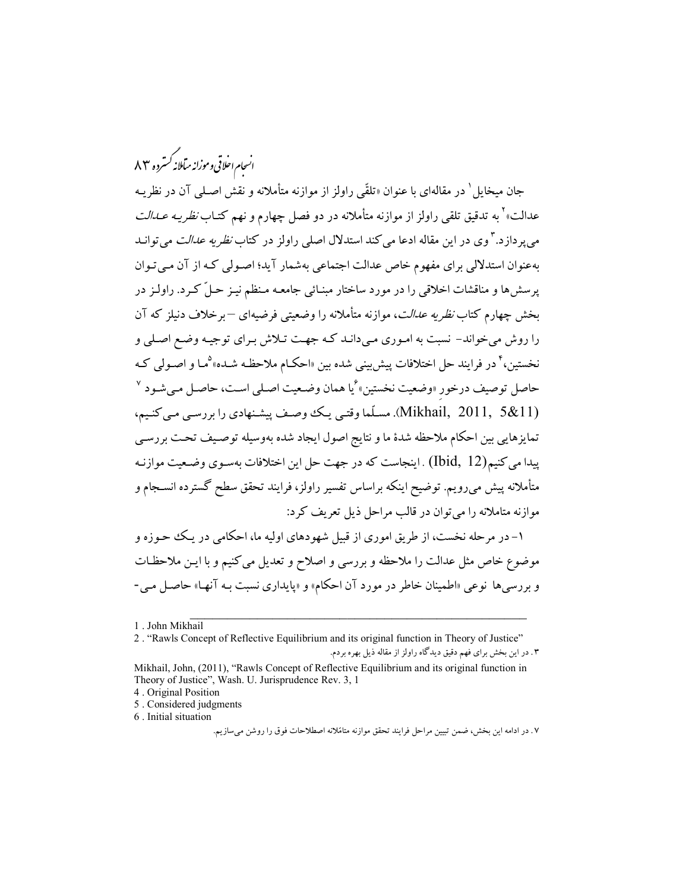جان میخایل[1] در مقاله‌ای با عنوان «تلقّی راولز از موازنه متأملانه و نقش اصلی آن در نظریه عدالت»[2] به تدقیق تلقی راولز از موازنه متأملانه در دو فصل چهارم و نهم کتاب *نظریه عدالت* می‌پردازد.[3] وی در این مقاله ادعا می‌کند استدلال اصلی راولز در کتاب *نظریه عدالت* می‌تواند به‌عنوان استدلالی برای مفهوم خاص عدالت اجتماعی به‌شمار آید؛ اصولی که از آن می‌توان پرسش‌ها و مناقشات اخلاقی را در مورد ساختار مبنائی جامعه منظم نیز حلّ کرد. راولز در بخش چهارم کتاب *نظریه عدالت*، موازنه متأملانه را وضعیتی فرضیه‌ای – برخلاف دنیلز که آن را روش می‌خواند- نسبت به اموری می‌داند که جهت تلاش برای توجیه وضع اصلی و نخستین،[4] در فرایند حل اختلافات پیش‌بینی شده بین «احکام ملاحظه شده»[5] ما و اصولی که حاصل توصیف درخورِ «وضعیت نخستین»[6] یا همان وضعیت اصلی است، حاصل می‌شود [7] (Mikhail, 2011, 5&11). مسلّما وقتی یک وصف پیشنهادی را بررسی می‌کنیم، تمایزهایی بین احکام ملاحظه شدهٔ ما و نتایج اصول ایجاد شده به‌وسیله توصیف تحت بررسی پیدا می‌کنیم (Ibid, 12) . اینجاست که در جهت حل این اختلافات به‌سوی وضعیت موازنه متأملانه پیش می‌رویم. توضیح اینکه براساس تفسیر راولز، فرایند تحقق سطح گسترده انسجام و موازنه متاملانه را می‌توان در قالب مراحل ذیل تعریف کرد:

۱- در مرحله نخست، از طریق اموری از قبیل شهودهای اولیه ما، احکامی در یک حوزه و موضوع خاص مثل عدالت را ملاحظه و بررسی و اصلاح و تعدیل می‌کنیم و با این ملاحظات و بررسی‌ها نوعی «اطمینان خاطر در مورد آن احکام» و «پایداری نسبت به آنها» حاصل می-

---

1 . John Mikhail

2 . “Rawls Concept of Reflective Equilibrium and its original function in Theory of Justice”

۳ . در این بخش برای فهم دقیق دیدگاه راولز از مقاله ذیل بهره بردم.

Mikhail, John, (2011), “Rawls Concept of Reflective Equilibrium and its original function in Theory of Justice”, Wash. U. Jurisprudence Rev. 3, 1

4 . Original Position

5 . Considered judgments

6 . Initial situation

۷ . در ادامه این بخش، ضمن تبیین مراحل فرایند تحقق موازنه متامّلانه اصطلاحات فوق را روشن می‌سازیم.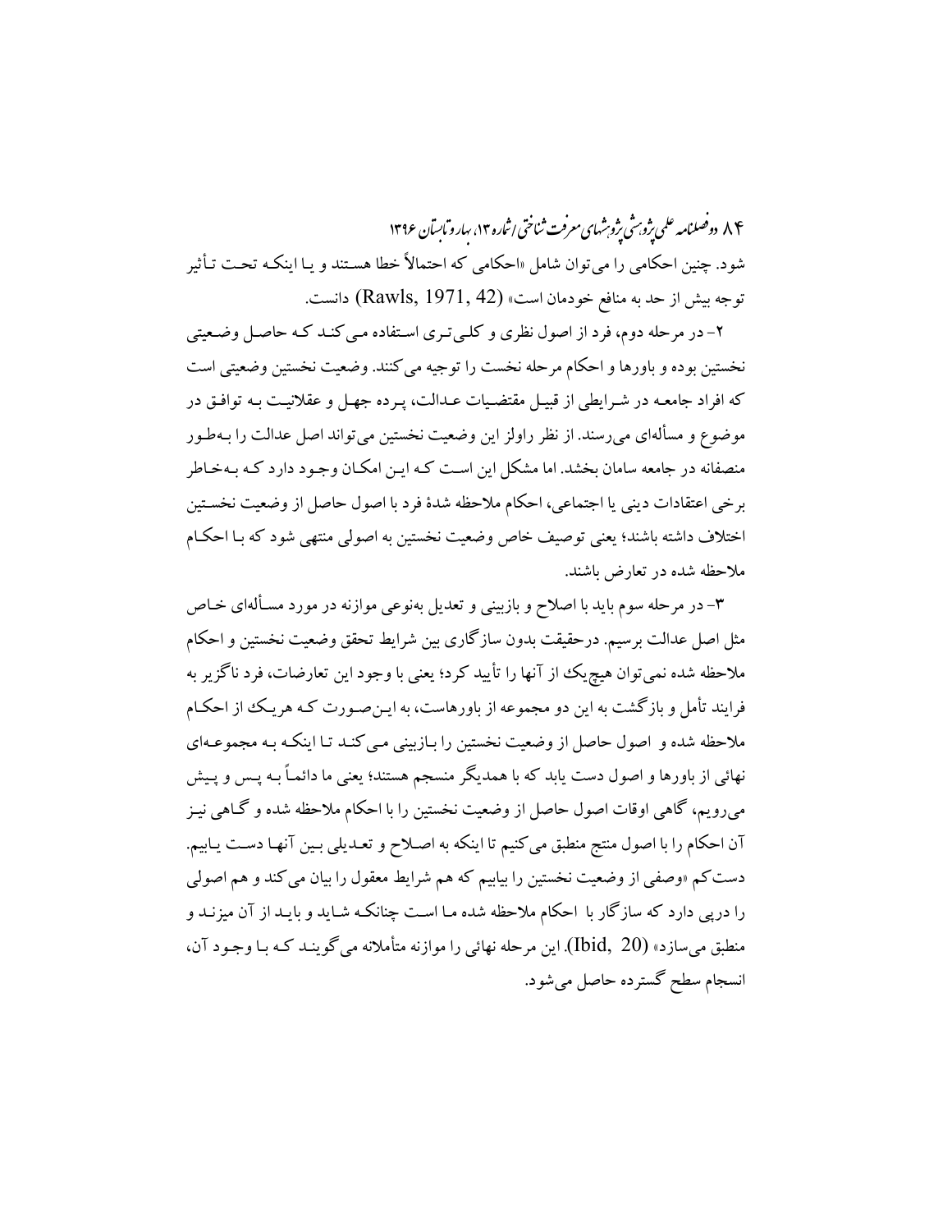شود. چنین احکامی را می‌توان شامل «احکامی که احتمالاً خطا هستند و یا اینکه تحت تأثیر توجه بیش از حد به منافع خودمان است» (Rawls, 1971, 42) دانست.

۲- در مرحله دوم، فرد از اصول نظری و کلی‌تری استفاده می‌کند که حاصل وضعیتی نخستین بوده و باورها و احکام مرحله نخست را توجیه می‌کنند. وضعیت نخستین وضعیتی است که افراد جامعه در شرایطی از قبیل مقتضیات عدالت، پرده جهل و عقلانیت به توافق در موضوع و مسأله‌ای می‌رسند. از نظر راولز این وضعیت نخستین می‌تواند اصل عدالت را به‌طور منصفانه در جامعه سامان بخشد. اما مشکل این است که این امکان وجود دارد که به‌خاطر برخی اعتقادات دینی یا اجتماعی، احکام ملاحظه شدهٔ فرد با اصول حاصل از وضعیت نخستین اختلاف داشته باشند؛ یعنی توصیف خاص وضعیت نخستین به اصولی منتهی شود که با احکام ملاحظه شده در تعارض باشند.

۳- در مرحله سوم باید با اصلاح و بازبینی و تعدیل به‌نوعی موازنه در مورد مسأله‌ای خاص مثل اصل عدالت برسیم. درحقیقت بدون سازگاری بین شرایط تحقق وضعیت نخستین و احکام ملاحظه شده نمی‌توان هیچ‌یک از آنها را تأیید کرد؛ یعنی با وجود این تعارضات، فرد ناگزیر به فرایند تأمل و بازگشت به این دو مجموعه از باورهاست، به این‌صورت که هریک از احکام ملاحظه شده و اصول حاصل از وضعیت نخستین را بازبینی می‌کند تا اینکه به مجموعه‌ای نهائی از باورها و اصول دست یابد که با همدیگر منسجم هستند؛ یعنی ما دائماً به پس و پیش می‌رویم، گاهی اوقات اصول حاصل از وضعیت نخستین را با احکام ملاحظه شده و گاهی نیز آن احکام را با اصول منتج منطبق می‌کنیم تا اینکه به اصلاح و تعدیلی بین آنها دست یابیم. دست‌کم «وصفی از وضعیت نخستین را بیابیم که هم شرایط معقول را بیان می‌کند و هم اصولی را دربی دارد که سازگار با احکام ملاحظه شده ما است چنانکه شاید و باید از آن میزند و منطبق می‌سازد» (Ibid, 20). این مرحله نهائی را موازنه متأملانه می‌گویند که با وجود آن، انسجام سطح گسترده حاصل می‌شود.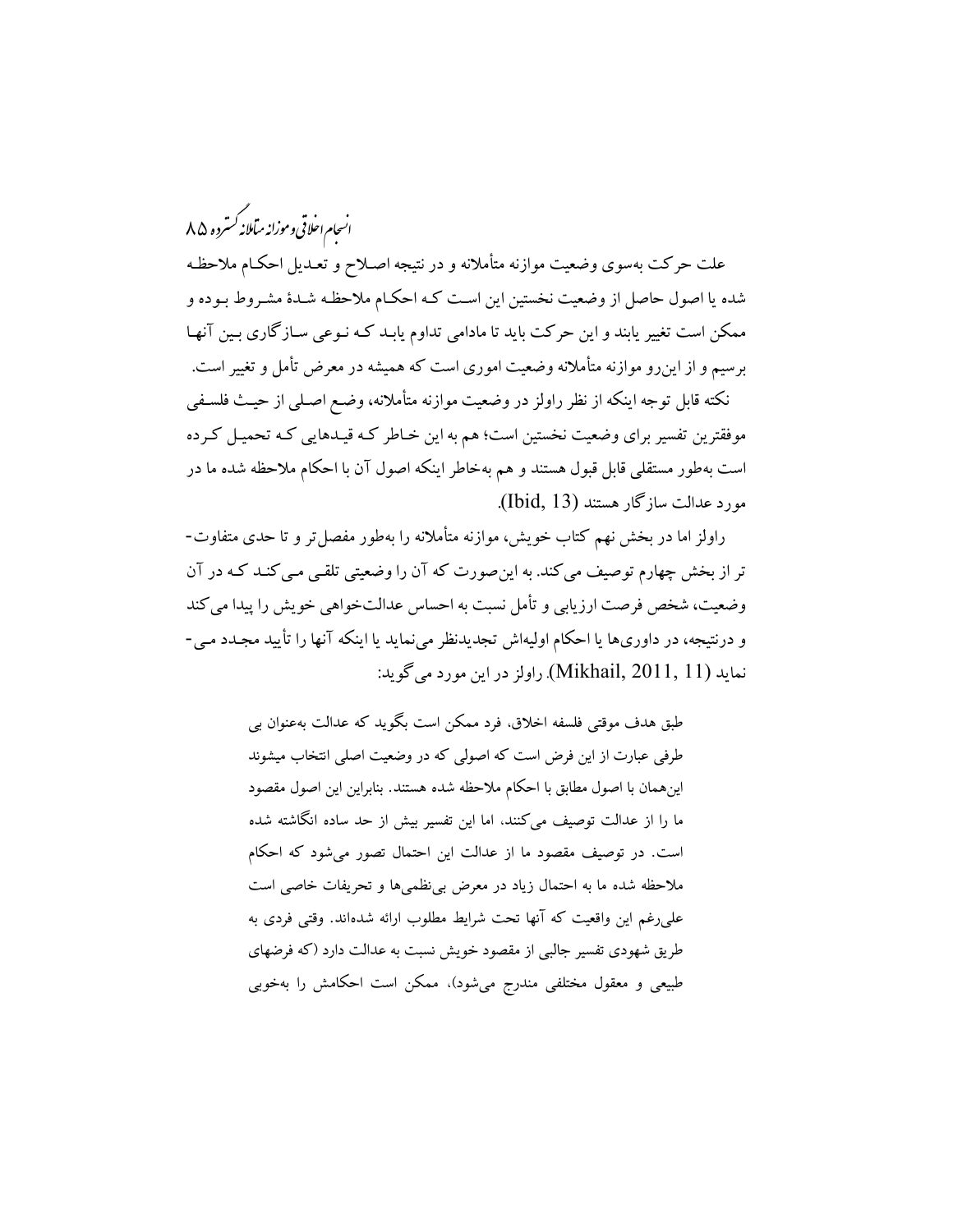علت حرکت به‌سوی وضعیت موازنه متأملانه و در نتیجه اصلاح و تعدیل احکام ملاحظه شده یا اصول حاصل از وضعیت نخستین این است که احکام ملاحظه شدهٔ مشروط بوده و ممکن است تغییر یابند و این حرکت باید تا مادامی تداوم یابد که نوعی سازگاری بین آنها برسیم و از این‌رو موازنه متأملانه وضعیت اموری است که همیشه در معرض تأمل و تغییر است.

نکته قابل توجه اینکه از نظر راولز در وضعیت موازنه متأملانه، وضع اصلی از حیث فلسفی موفقترین تفسیر برای وضعیت نخستین است؛ هم به این خاطر که قیدهایی که تحمیل کرده است به‌طور مستقلی قابل قبول هستند و هم به‌خاطر اینکه اصول آن با احکام ملاحظه شده ما در مورد عدالت سازگار هستند (Ibid, 13).

راولز اما در بخش نهم کتاب خویش، موازنه متأملانه را به‌طور مفصل‌تر و تا حدی متفاوت‌تر از بخش چهارم توصیف می‌کند. به این‌صورت که آن را وضعیتی تلقی می‌کند که در آن وضعیت، شخص فرصت ارزیابی و تأمل نسبت به احساس عدالت‌خواهی خویش را پیدا می‌کند و درنتیجه، در داوری‌ها یا احکام اولیه‌اش تجدیدنظر می‌نماید یا اینکه آنها را تأیید مجدد می‌نماید (Mikhail, 2011, 11). راولز در این مورد می‌گوید:

> طبق هدف موقتی فلسفه اخلاق، فرد ممکن است بگوید که عدالت به‌عنوان بی طرفی عبارت از این فرض است که اصولی که در وضعیت اصلی انتخاب میشوند این‌همان با اصول مطابق با احکام ملاحظه شده هستند. بنابراین این اصول مقصود ما را از عدالت توصیف می‌کنند، اما این تفسیر بیش از حد ساده انگاشته شده است. در توصیف مقصود ما از عدالت این احتمال تصور می‌شود که احکام ملاحظه شده ما به احتمال زیاد در معرض بی‌نظمی‌ها و تحریفات خاصی است علی‌رغم این واقعیت که آنها تحت شرایط مطلوب ارائه شده‌اند. وقتی فردی به طریق شهودی تفسیر جالبی از مقصود خویش نسبت به عدالت دارد (که فرضهای طبیعی و معقول مختلفی مندرج می‌شود)، ممکن است احکامش را به‌خوبی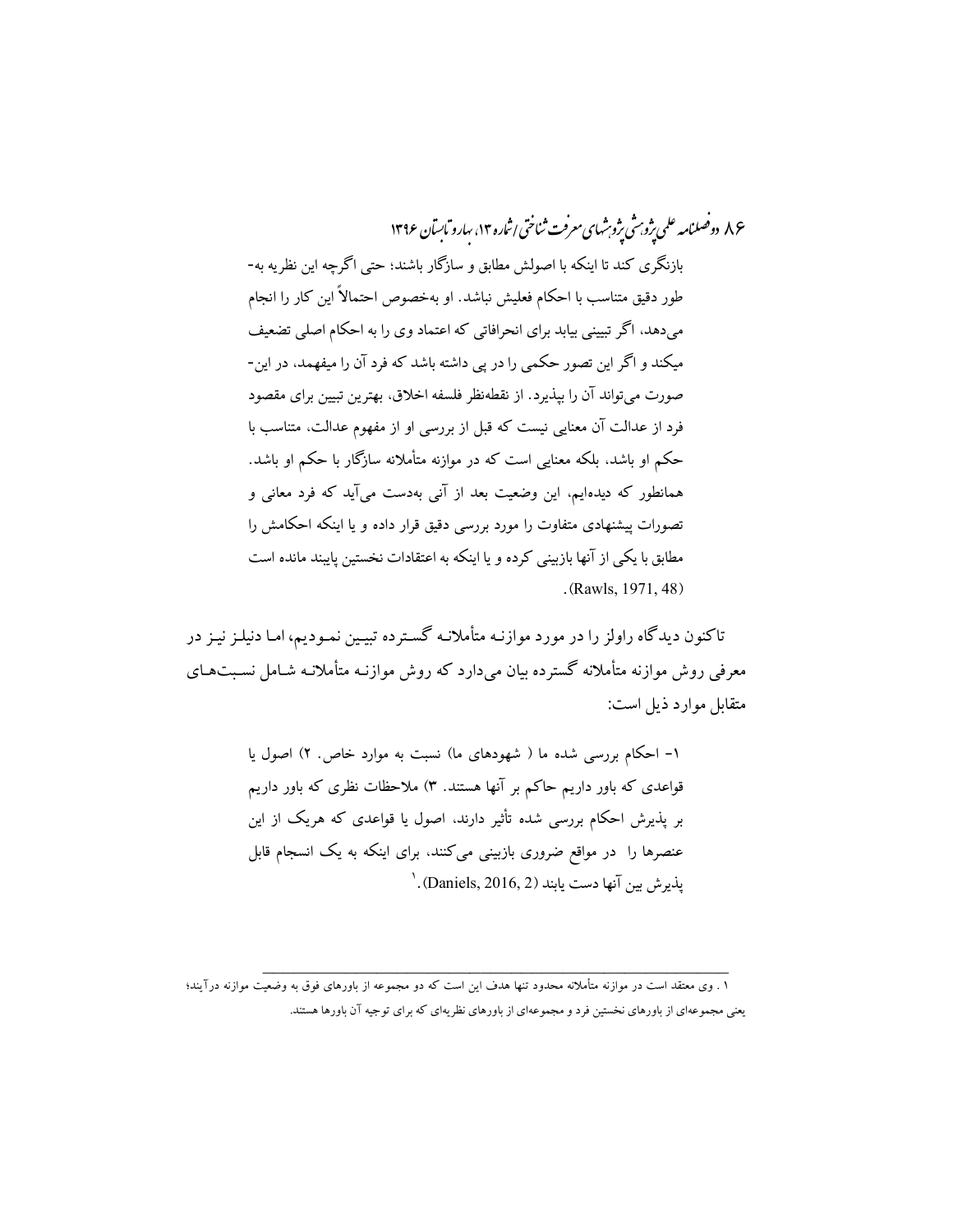بازنگری کند تا اینکه با اصولش مطابق و سازگار باشند؛ حتی اگرچه این نظریه به‌طور دقیق متناسب با احکام فعلیش نباشد. او به‌خصوص احتمالاً این کار را انجام می‌دهد، اگر تبیینی بیابد برای انحرافاتی که اعتماد وی را به احکام اصلی تضعیف میکند و اگر این تصور حکمی را در پی داشته باشد که فرد آن را میفهمد، در این‌صورت می‌تواند آن را بپذیرد. از نقطه‌نظر فلسفه اخلاق، بهترین تبیین برای مقصود فرد از عدالت آن معنایی نیست که قبل از بررسی او از مفهوم عدالت، متناسب با حکم او باشد، بلکه معنایی است که در موازنه متأملانه سازگار با حکم او باشد. همانطور که دیده‌ایم، این وضعیت بعد از آنی به‌دست می‌آید که فرد معانی و تصورات پیشنهادی متفاوت را مورد بررسی دقیق قرار داده و یا اینکه احکامش را مطابق با یکی از آنها بازبینی کرده و یا اینکه به اعتقادات نخستین پایبند مانده است (Rawls, 1971, 48).

تاکنون دیدگاه راولز را در مورد موازنه متأملانه گسترده تبیین نمودیم، اما دنیلز نیز در معرفی روش موازنه متأملانه گسترده بیان می‌دارد که روش موازنه متأملانه شامل نسبت‌های متقابل موارد ذیل است:

۱- احکام بررسی شده ما ( شهودهای ما) نسبت به موارد خاص. ۲) اصول یا قواعدی که باور داریم حاکم بر آنها هستند. ۳) ملاحظات نظری که باور داریم بر پذیرش احکام بررسی شده تأثیر دارند، اصول یا قواعدی که هریک از این عنصرها را در مواقع ضروری بازبینی می‌کنند، برای اینکه به یک انسجام قابل پذیرش بین آنها دست یابند (Daniels, 2016, 2).[1]

---

[1] . وی معتقد است در موازنه متأملانه محدود تنها هدف این است که دو مجموعه از باورهای فوق به وضعیت موازنه درآیند؛ یعنی مجموعه‌ای از باورهای نخستین فرد و مجموعه‌ای از باورهای نظریه‌ای که برای توجیه آن باورها هستند.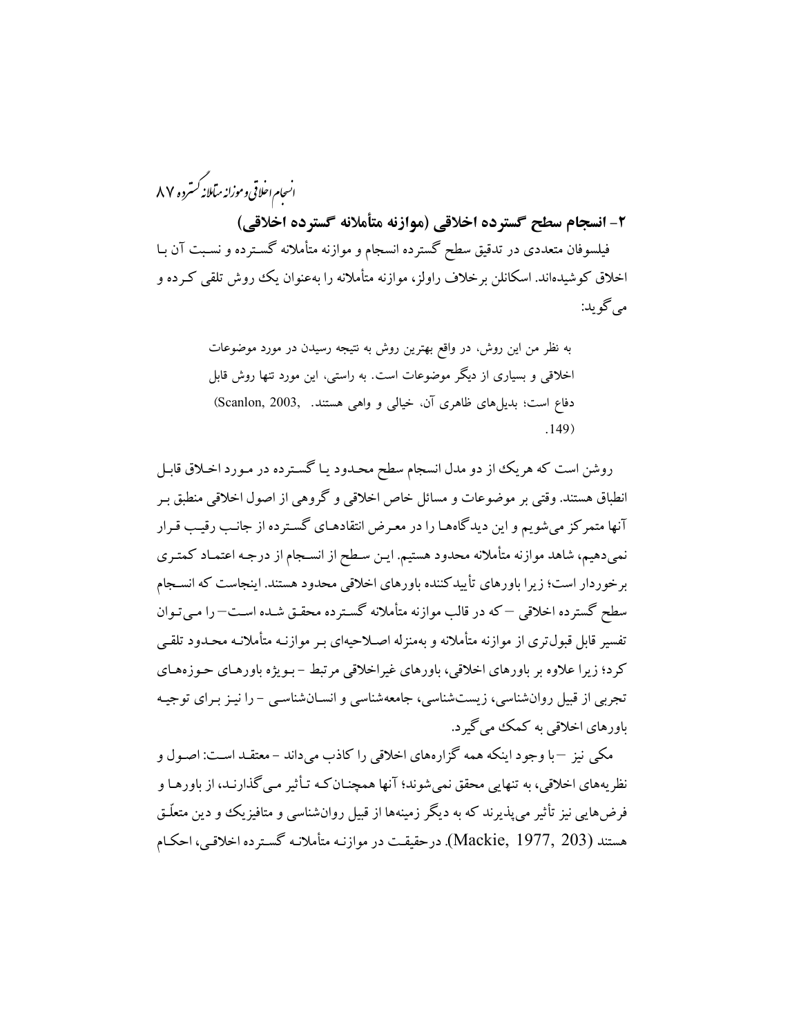## ۲- انسجام سطح گسترده اخلاقی (موازنه متأملانه گسترده اخلاقی)

فیلسوفان متعددی در تدقیق سطح گسترده انسجام و موازنه متأملانه گسترده و نسبت آن با اخلاق کوشیده‌اند. اسکانلن برخلاف راولز، موازنه متأملانه را به‌عنوان یک روش تلقی کرده و می‌گوید:

> به نظر من این روش، در واقع بهترین روش به نتیجه رسیدن در مورد موضوعات اخلاقی و بسیاری از دیگر موضوعات است. به راستی، این مورد تنها روش قابل دفاع است؛ بدیل‌های ظاهری آن، خیالی و واهی هستند. (Scanlon, 2003, 149).

روشن است که هریک از دو مدل انسجام سطح محدود یا گسترده در مورد اخلاق قابل انطباق هستند. وقتی بر موضوعات و مسائل خاص اخلاقی و گروهی از اصول اخلاقی منطبق بر آنها متمرکز می‌شویم و این دیدگاه‌ها را در معرض انتقادهای گسترده از جانب رقیب قرار نمی‌دهیم، شاهد موازنه متأملانه محدود هستیم. این سطح از انسجام از درجه اعتماد کمتری برخوردار است؛ زیرا باورهای تأییدکننده باورهای اخلاقی محدود هستند. اینجاست که انسجام سطح گسترده اخلاقی –که در قالب موازنه متأملانه گسترده محقق شده است– را می‌توان تفسیر قابل قبول‌تری از موازنه متأملانه و به‌منزله اصلاحیه‌ای بر موازنه متأملانه محدود تلقی کرد؛ زیرا علاوه بر باورهای اخلاقی، باورهای غیراخلاقی مرتبط -بویژه باورهای حوزه‌های تجربی از قبیل روان‌شناسی، زیست‌شناسی، جامعه‌شناسی و انسان‌شناسی- را نیز برای توجیه باورهای اخلاقی به کمک می‌گیرد.

مکی نیز –با وجود اینکه همه گزاره‌های اخلاقی را کاذب می‌داند- معتقد است: اصول و نظریه‌های اخلاقی، به تنهایی محقق نمی‌شوند؛ آنها همچنان‌که تأثیر می‌گذارند، از باورها و فرض‌هایی نیز تأثیر می‌پذیرند که به دیگر زمینه‌ها از قبیل روان‌شناسی و متافیزیک و دین متعلّق هستند (Mackie, 1977, 203). درحقیقت در موازنه متأملانه گسترده اخلاقی، احکام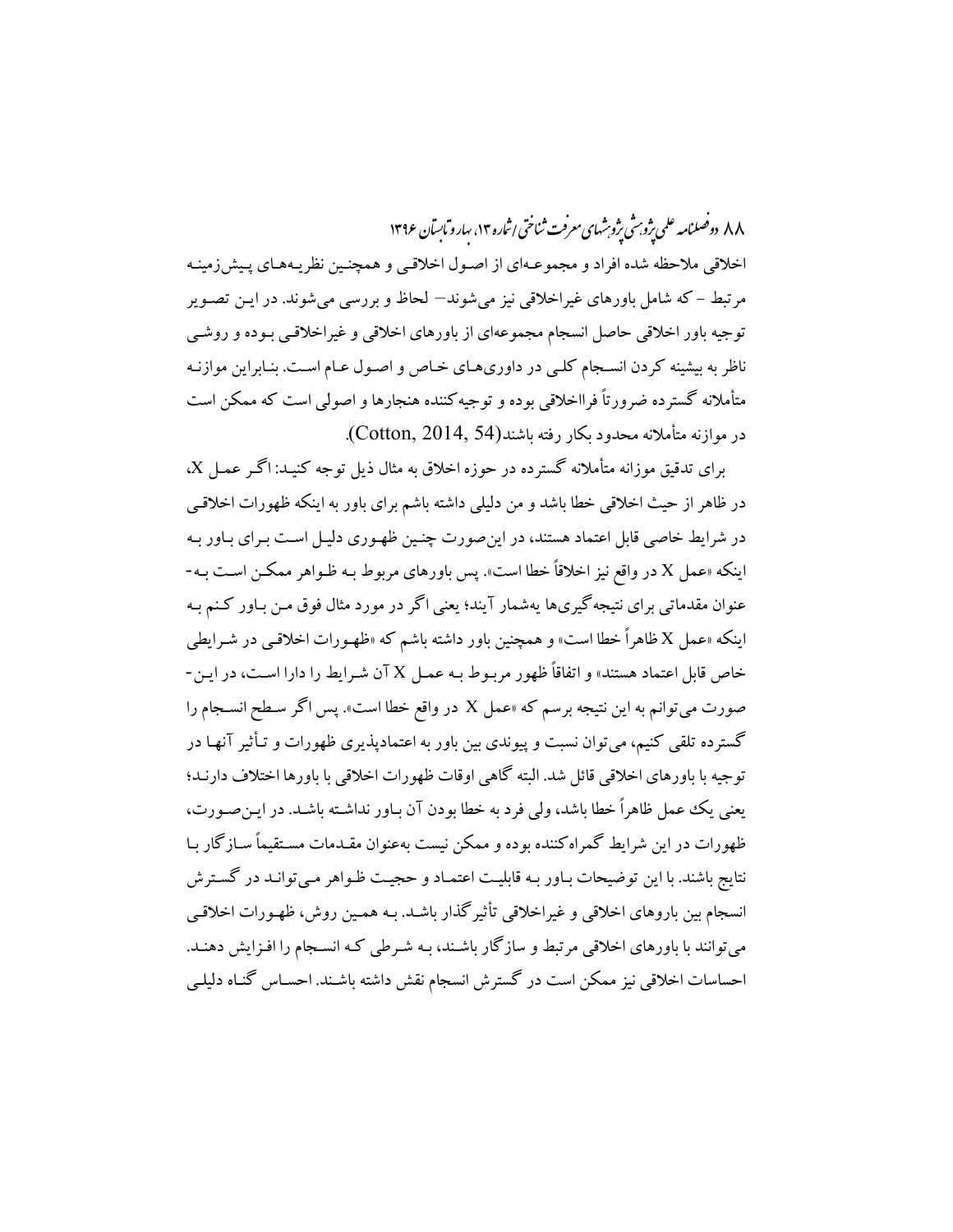اخلاقی ملاحظه شده افراد و مجموعه‌ای از اصول اخلاقی و همچنین نظریه‌های پیش‌زمینه مرتبط - که شامل باورهای غیراخلاقی نیز می‌شوند– لحاظ و بررسی می‌شوند. در این تصویر توجیه باور اخلاقی حاصل انسجام مجموعه‌ای از باورهای اخلاقی و غیراخلاقی بوده و روشی ناظر به بیشینه کردن انسجام کلی در داوری‌های خاص و اصول عام است. بنابراین موازنه متأملانه گسترده ضرورتاً فرااخلاقی بوده و توجیه‌کننده هنجارها و اصولی است که ممکن است در موازنه متأملانه محدود بکار رفته باشند(Cotton, 2014, 54).

برای تدقیق موازنه متأملانه گسترده در حوزه اخلاق به مثال ذیل توجه کنید: اگر عمل X، در ظاهر از حیث اخلاقی خطا باشد و من دلیلی داشته باشم برای باور به اینکه ظهورات اخلاقی در شرایط خاصی قابل اعتماد هستند، در این‌صورت چنین ظهوری دلیل است برای باور به اینکه «عمل X در واقع نیز اخلاقاً خطا است». پس باورهای مربوط به ظواهر ممکن است به‌عنوان مقدماتی برای نتیجه‌گیری‌ها به‌شمار آیند؛ یعنی اگر در مورد مثال فوق من باور کنم به اینکه «عمل X ظاهراً خطا است» و همچنین باور داشته باشم که «ظهورات اخلاقی در شرایطی خاص قابل اعتماد هستند» و اتفاقاً ظهور مربوط به عمل X آن شرایط را دارا است، در این‌صورت می‌توانم به این نتیجه برسم که «عمل X در واقع خطا است». پس اگر سطح انسجام را گسترده تلقی کنیم، می‌توان نسبت و پیوندی بین باور به اعتمادپذیری ظهورات و تأثیر آنها در توجیه با باورهای اخلاقی قائل شد. البته گاهی اوقات ظهورات اخلاقی با باورها اختلاف دارند؛ یعنی یک عمل ظاهراً خطا باشد، ولی فرد به خطا بودن آن باور نداشته باشد. در این‌صورت، ظهورات در این شرایط گمراه‌کننده بوده و ممکن نیست به‌عنوان مقدمات مستقیماً سازگار با نتایج باشند. با این توضیحات باور به قابلیت اعتماد و حجیت ظواهر می‌توانند در گسترش انسجام بین باورهای اخلاقی و غیراخلاقی تأثیرگذار باشد. به همین روش، ظهورات اخلاقی می‌توانند با باورهای اخلاقی مرتبط و سازگار باشند، به شرطی که انسجام را افزایش دهند. احساسات اخلاقی نیز ممکن است در گسترش انسجام نقش داشته باشند. احساس گناه دلیلی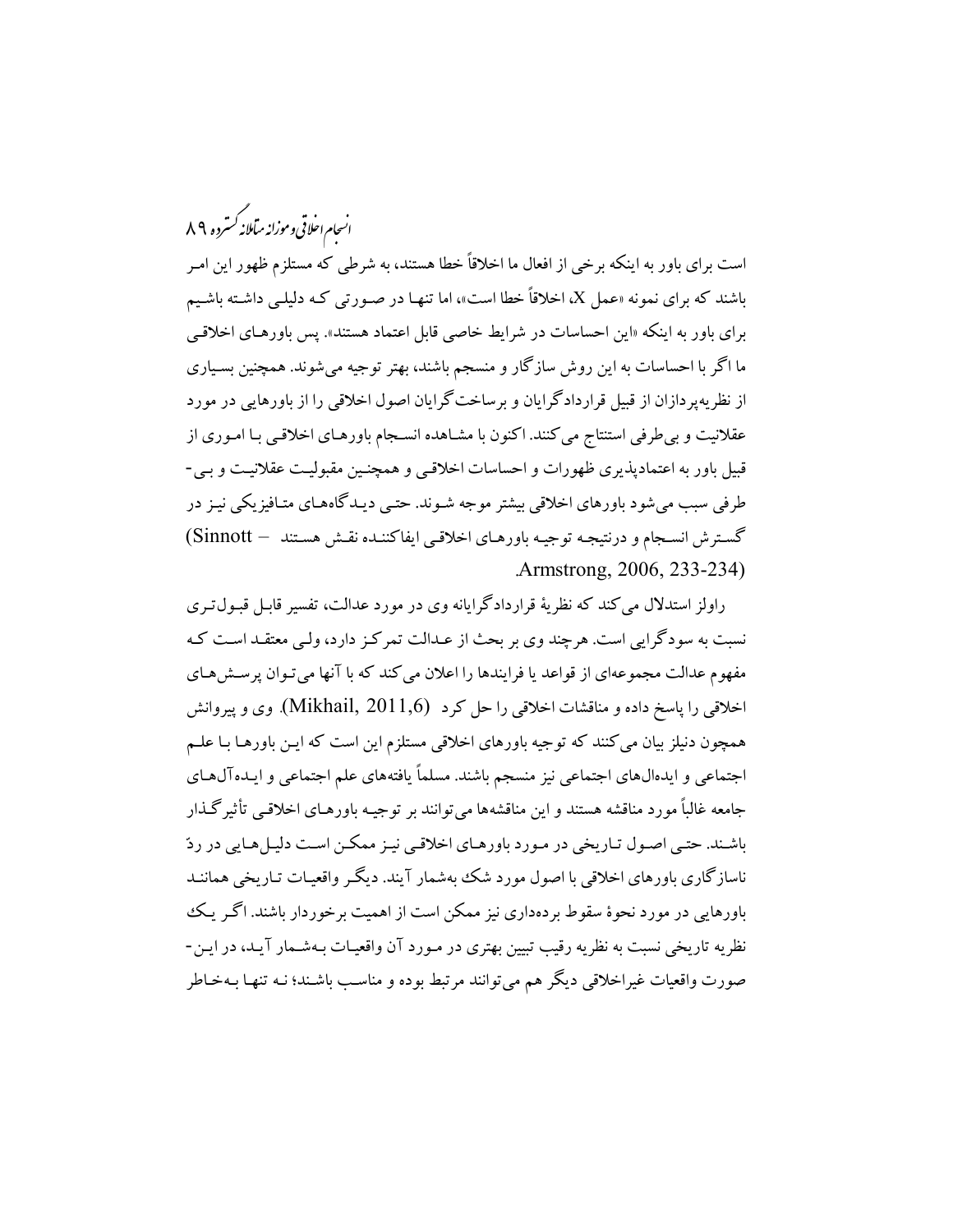است برای باور به اینکه برخی از افعال ما اخلاقاً خطا هستند، به شرطی که مستلزم ظهور این امر باشند که برای نمونه «عمل X، اخلاقاً خطا است»، اما تنها در صورتی که دلیلی داشته باشیم برای باور به اینکه «این احساسات در شرایط خاصی قابل اعتماد هستند». پس باورهای اخلاقی ما اگر با احساسات به این روش سازگار و منسجم باشند، بهتر توجیه می‌شوند. همچنین بسیاری از نظریه‌پردازان از قبیل قراردادگرایان و برساخت‌گرایان اصول اخلاقی را از باورهایی در مورد عقلانیت و بی‌طرفی استنتاج می‌کنند. اکنون با مشاهده انسجام باورهای اخلاقی با اموری از قبیل باور به اعتمادپذیری ظهورات و احساسات اخلاقی و همچنین مقبولیت عقلانیت و بی-طرفی سبب می‌شود باورهای اخلاقی بیشتر موجه شوند. حتی دیدگاه‌های متافیزیکی نیز در گسترش انسجام و درنتیجه توجیه باورهای اخلاقی ایفاکننده نقش هستند (Sinnott – Armstrong, 2006, 233-234).

راولز استدلال می‌کند که نظریهٔ قراردادگرایانه وی در مورد عدالت، تفسیر قابل قبول‌تری نسبت به سودگرایی است. هرچند وی بر بحث از عدالت تمرکز دارد، ولی معتقد است که مفهوم عدالت مجموعه‌ای از قواعد یا فرایندها را اعلان می‌کند که با آنها می‌توان پرسش‌های اخلاقی را پاسخ داده و مناقشات اخلاقی را حل کرد (Mikhail, 2011,6). وی و پیروانش همچون دنیلز بیان می‌کنند که توجیه باورهای اخلاقی مستلزم این است که این باورها با علم اجتماعی و ایده‌ال‌های اجتماعی نیز منسجم باشند. مسلماً یافته‌های علم اجتماعی و ایده‌آل‌های جامعه غالباً مورد مناقشه هستند و این مناقشه‌ها می‌توانند بر توجیه باورهای اخلاقی تأثیرگذار باشند. حتی اصول تاریخی در مورد باورهای اخلاقی نیز ممکن است دلیل‌هایی در ردّ ناسازگاری باورهای اخلاقی با اصول مورد شک به‌شمار آیند. دیگر واقعیات تاریخی همانند باورهایی در مورد نحوهٔ سقوط برده‌داری نیز ممکن است از اهمیت برخوردار باشند. اگر یک نظریه تاریخی نسبت به نظریه رقیب تبیین بهتری در مورد آن واقعیات به‌شمار آید، در این-صورت واقعیات غیراخلاقی دیگر هم می‌توانند مرتبط بوده و مناسب باشند؛ نه تنها به‌خاطر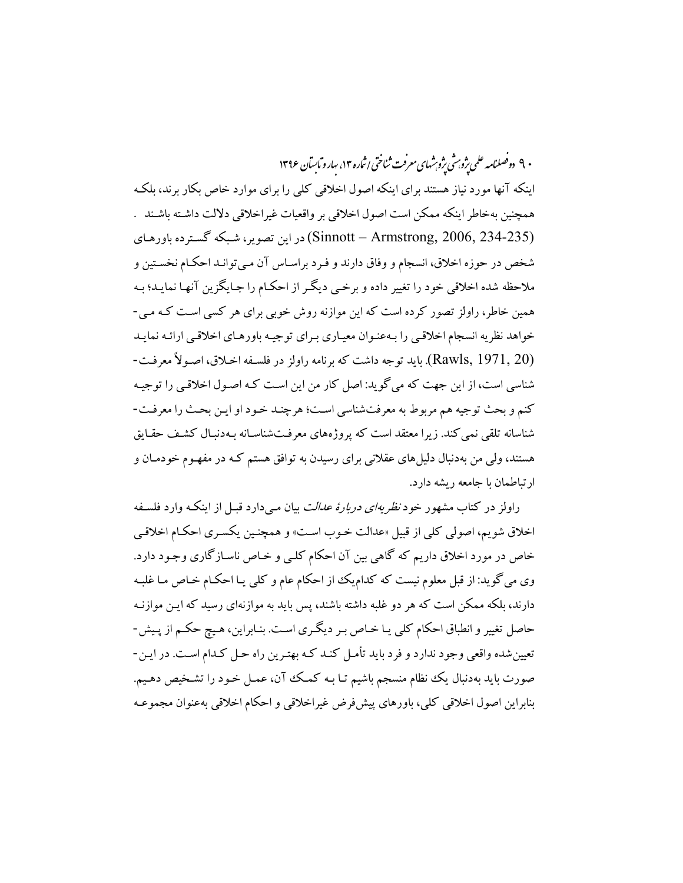اینکه آنها مورد نیاز هستند برای اینکه اصول اخلاقی کلی را برای موارد خاص بکار برند، بلکه همچنین به‌خاطر اینکه ممکن است اصول اخلاقی بر واقعیات غیراخلاقی دلالت داشته باشند . (Sinnott – Armstrong, 2006, 234-235) در این تصویر، شبکه گسترده باورهای شخص در حوزه اخلاق، انسجام و وفاق دارند و فرد براساس آن می‌تواند احکام نخستین و ملاحظه شده اخلاقی خود را تغییر داده و برخی دیگر از احکام را جایگزین آنها نماید؛ به همین خاطر، راولز تصور کرده است که این موازنه روش خوبی برای هر کسی است که می‌خواهد نظریه انسجام اخلاقی را به‌عنوان معیاری برای توجیه باورهای اخلاقی ارائه نماید (Rawls, 1971, 20). باید توجه داشت که برنامه راولز در فلسفه اخلاق، اصولاً معرفت‌شناسی است، از این جهت که می‌گوید: اصل کار من این است که اصول اخلاقی را توجیه کنم و بحث توجیه هم مربوط به معرفت‌شناسی است؛ هرچند خود او این بحث را معرفت‌شناسانه تلقی نمی‌کند. زیرا معتقد است که پروژه‌های معرفت‌شناسانه به‌دنبال کشف حقایق هستند، ولی من به‌دنبال دلیل‌های عقلانی برای رسیدن به توافق هستم که در مفهوم خودمان و ارتباطمان با جامعه ریشه دارد.

راولز در کتاب مشهور خود *نظریه‌ای دربارۀ عدالت* بیان می‌دارد قبل از اینکه وارد فلسفه اخلاق شویم، اصولی کلی از قبیل «عدالت خوب است» و همچنین یکسری احکام اخلاقی خاص در مورد اخلاق داریم که گاهی بین آن احکام کلی و خاص ناسازگاری وجود دارد. وی می‌گوید: از قبل معلوم نیست که کدام‌یک از احکام عام و کلی یا احکام خاص ما غلبه دارند، بلکه ممکن است که هر دو غلبه داشته باشند، پس باید به موازنه‌ای رسید که این موازنه حاصل تغییر و انطباق احکام کلی یا خاص بر دیگری است. بنابراین، هیچ حکم از پیش‌تعیین‌شده واقعی وجود ندارد و فرد باید تأمل کند که بهترین راه حل کدام است. در این‌صورت باید به‌دنبال یک نظام منسجم باشیم تا به کمک آن، عمل خود را تشخیص دهیم. بنابراین اصول اخلاقی کلی، باورهای پیش‌فرض غیراخلاقی و احکام اخلاقی به‌عنوان مجموعه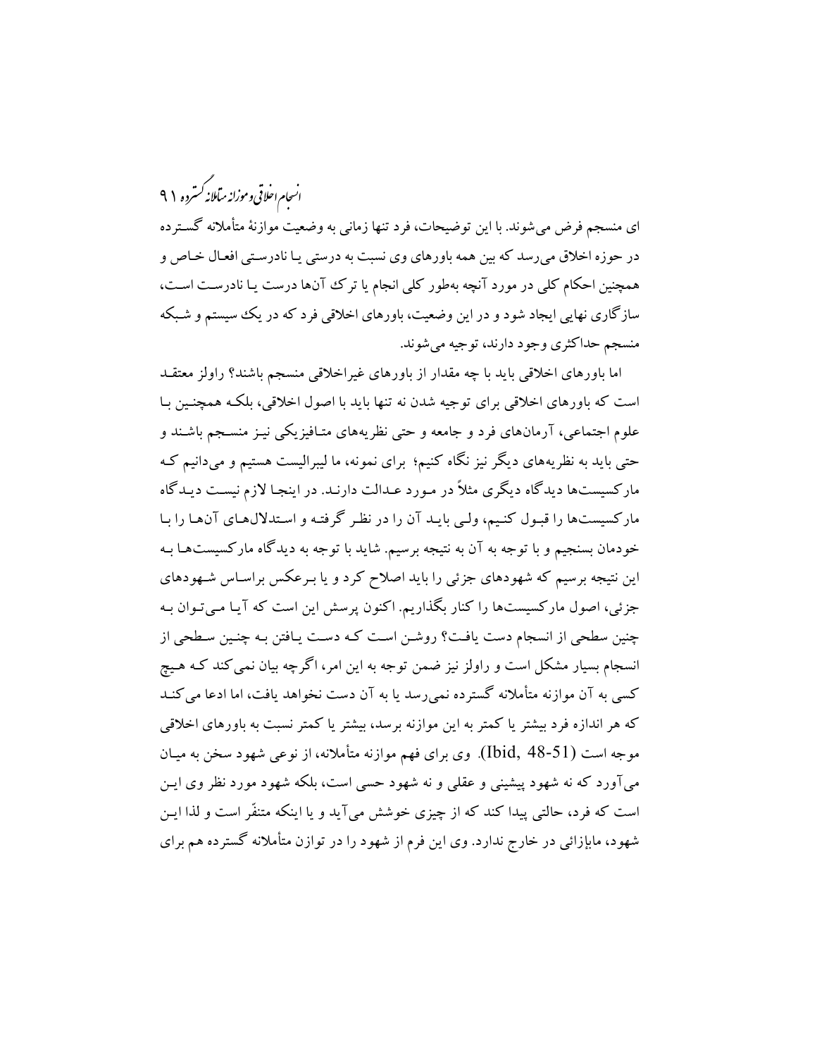ای منسجم فرض می‌شوند. با این توضیحات، فرد تنها زمانی به وضعیت موازنهٔ متأملانه گسترده در حوزه اخلاق می‌رسد که بین همه باورهای وی نسبت به درستی یا نادرستی افعال خاص و همچنین احکام کلی در مورد آنچه به‌طور کلی انجام یا ترک آن‌ها درست یا نادرست است، سازگاری نهایی ایجاد شود و در این وضعیت، باورهای اخلاقی فرد که در یک سیستم و شبکه منسجم حداکثری وجود دارند، توجیه می‌شوند.

اما باورهای اخلاقی باید با چه مقدار از باورهای غیراخلاقی منسجم باشند؟ راولز معتقد است که باورهای اخلاقی برای توجیه شدن نه تنها باید با اصول اخلاقی، بلکه همچنین با علوم اجتماعی، آرمان‌های فرد و جامعه و حتی نظریه‌های متافیزیکی نیز منسجم باشند و حتی باید به نظریه‌های دیگر نیز نگاه کنیم؛ برای نمونه، ما لیبرالیست هستیم و می‌دانیم که مارکسیست‌ها دیدگاه دیگری مثلاً در مورد عدالت دارند. در اینجا لازم نیست دیدگاه مارکسیست‌ها را قبول کنیم، ولی باید آن را در نظر گرفته و استدلال‌های آن‌ها را با خودمان بسنجیم و با توجه به آن به نتیجه برسیم. شاید با توجه به دیدگاه مارکسیست‌ها به این نتیجه برسیم که شهودهای جزئی را باید اصلاح کرد و یا برعکس براساس شهودهای جزئی، اصول مارکسیست‌ها را کنار بگذاریم. اکنون پرسش این است که آیا می‌توان به چنین سطحی از انسجام دست یافت؟ روشن است که دست یافتن به چنین سطحی از انسجام بسیار مشکل است و راولز نیز ضمن توجه به این امر، اگرچه بیان نمی‌کند که هیچ کسی به آن موازنه متأملانه گسترده نمی‌رسد یا به آن دست نخواهد یافت، اما ادعا می‌کند که هر اندازه فرد بیشتر یا کمتر به این موازنه برسد، بیشتر یا کمتر نسبت به باورهای اخلاقی موجه است (Ibid, 48-51). وی برای فهم موازنه متأملانه، از نوعی شهود سخن به میان می‌آورد که نه شهود پیشینی و عقلی و نه شهود حسی است، بلکه شهود مورد نظر وی این است که فرد، حالتی پیدا کند که از چیزی خوشش می‌آید و یا اینکه متنفّر است و لذا این شهود، مابإزائی در خارج ندارد. وی این فرم از شهود را در توازن متأملانه گسترده هم برای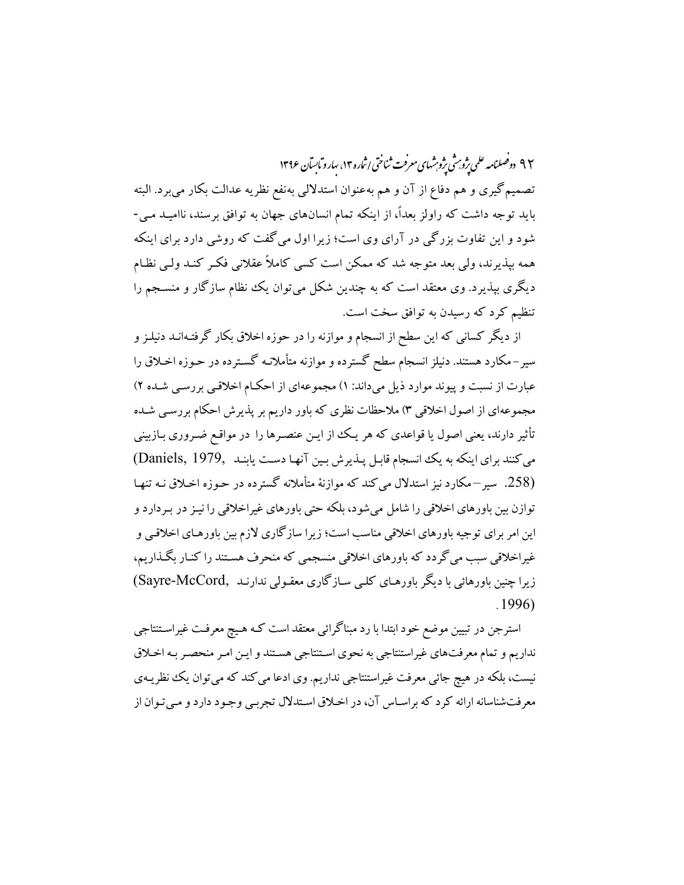تصمیم‌گیری و هم دفاع از آن و هم به‌عنوان استدلالی به‌نفع نظریه عدالت بکار می‌برد. البته باید توجه داشت که راولز بعداً، از اینکه تمام انسان‌های جهان به توافق برسند، ناامید می‌شود و این تفاوت بزرگی در آرای وی است؛ زیرا اول می‌گفت که روشی دارد برای اینکه همه بپذیرند، ولی بعد متوجه شد که ممکن است کسی کاملاً عقلانی فکر کند ولی نظام دیگری بپذیرد. وی معتقد است که به چندین شکل می‌توان یک نظام سازگار و منسجم را تنظیم کرد که رسیدن به توافق سخت است.

از دیگر کسانی که این سطح از انسجام و موازنه را در حوزه اخلاق بکار گرفته‌اند دنیلز و سیر- مکارد هستند. دنیلز انسجام سطح گسترده و موازنه متأملانه گسترده در حوزه اخلاق را عبارت از نسبت و پیوند موارد ذیل می‌داند: ۱) مجموعه‌ای از احکام اخلاقی بررسی شده ۲) مجموعه‌ای از اصول اخلاقی ۳) ملاحظات نظری که باور داریم بر پذیرش احکام بررسی شده تأثیر دارند، یعنی اصول یا قواعدی که هر یک از این عنصرها را در مواقع ضروری بازبینی می‌کنند برای اینکه به یک انسجام قابل پذیرش بین آنها دست یابند (Daniels, 1979, 258). سیر- مکارد نیز استدلال می‌کند که موازنهٔ متأملانه گسترده در حوزه اخلاق نه تنها توازن بین باورهای اخلاقی را شامل می‌شود، بلکه حتی باورهای غیراخلاقی را نیز در بردارد و این امر برای توجیه باورهای اخلاقی مناسب است؛ زیرا سازگاری لازم بین باورهای اخلاقی و غیراخلاقی سبب می‌گردد که باورهای اخلاقی منسجمی که منحرف هستند را کنار بگذاریم، زیرا چنین باورهائی با دیگر باورهای کلی سازگاری معقولی ندارند (Sayre-McCord, 1996).

استرجن در تبیین موضع خود ابتدا با رد مبناگرائی معتقد است که هیچ معرفت غیراستنتاجی نداریم و تمام معرفت‌های غیراستنتاجی به نحوی استنتاجی هستند و این امر منحصر به اخلاق نیست، بلکه در هیچ جائی معرفت غیراستنتاجی نداریم. وی ادعا می‌کند که می‌توان یک نظریه‌ی معرفت‌شناسانه ارائه کرد که براساس آن، در اخلاق استدلال تجربی وجود دارد و می‌توان از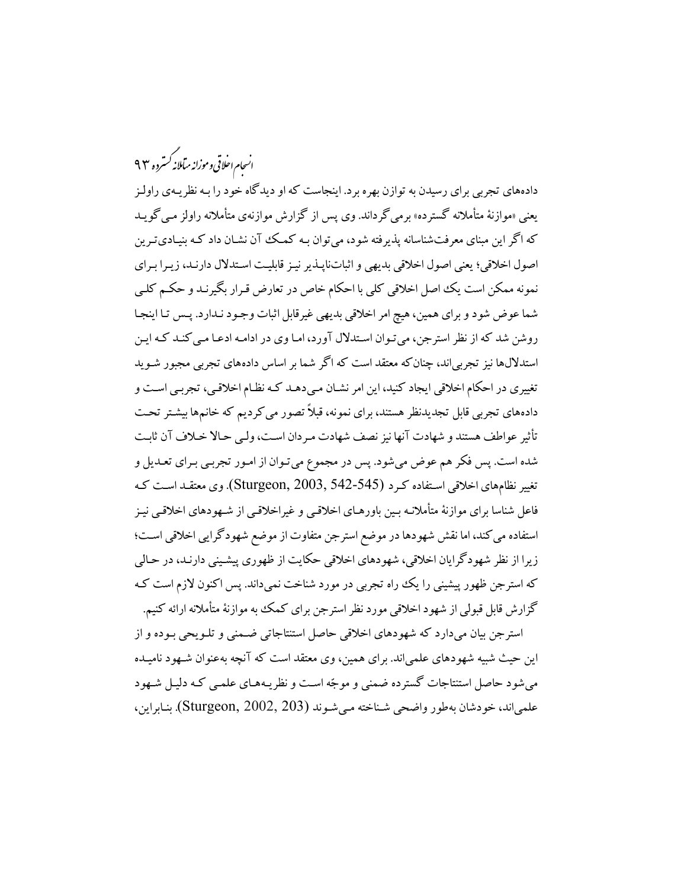داده‌های تجربی برای رسیدن به توازن بهره برد. اینجاست که او دیدگاه خود را بـه نظریـه‌ی راولـز یعنی «موازنهٔ متأملانه گسترده» برمی‌گرداند. وی پس از گزارش موازنه‌ی متأملانه راولز مـی‌گویـد که اگر این مبنای معرفت‌شناسانه پذیرفته شود، می‌توان بـه کمـک آن نشـان داد کـه بنیـادی‌تـرین اصول اخلاقی؛ یعنی اصول اخلاقی بدیهی و اثبات‌ناپـذیر نیـز قابلیـت اسـتدلال دارنـد، زیـرا بـرای نمونه ممکن است یک اصل اخلاقی کلی با احکام خاص در تعارض قـرار بگیرنـد و حکـم کلـی شما عوض شود و برای همین، هیچ امر اخلاقی بدیهی غیرقابل اثبات وجـود نـدارد. پـس تـا اینجـا روشن شد که از نظر استرجن، می‌تـوان اسـتدلال آورد، امـا وی در ادامـه ادعـا مـی‌کنـد کـه ایـن استدلال‌ها نیز تجربی‌اند، چنان‌که معتقد است که اگر شما بر اساس داده‌های تجربی مجبور شـوید تغییری در احکام اخلاقی ایجاد کنید، این امر نشـان مـی‌دهـد کـه نظـام اخلاقـی، تجربـی اسـت و داده‌های تجربی قابل تجدیدنظر هستند، برای نمونه، قبلاً تصور می‌کردیم که خانم‌ها بیشـتر تحـت تأثیر عواطف هستند و شهادت آنها نیز نصف شهادت مـردان اسـت، ولـی حـالا خـلاف آن ثابـت شده است. پس فکر هم عوض می‌شود. پس در مجموع می‌تـوان از امـور تجربـی بـرای تعـدیل و تغییر نظام‌های اخلاقی اسـتفاده کـرد (Sturgeon, 2003, 542-545). وی معتقـد اسـت کـه فاعل شناسا برای موازنهٔ متأملانـه بـین باورهـای اخلاقـی و غیراخلاقـی از شـهودهای اخلاقـی نیـز استفاده می‌کند، اما نقش شهودها در موضع استرجن متفاوت از موضع شهودگرایی اخلاقی اسـت؛ زیرا از نظر شهودگرایان اخلاقی، شهودهای اخلاقی حکایت از ظهوری پیشـینی دارنـد، در حـالی که استرجن ظهور پیشینی را یک راه تجربی در مورد شناخت نمی‌داند. پس اکنون لازم است کـه گزارش قابل قبولی از شهود اخلاقی مورد نظر استرجن برای کمک به موازنهٔ متأملانه ارائه کنیم.

استرجن بیان می‌دارد که شهودهای اخلاقی حاصل استنتاجاتی ضـمنی و تلـویحی بـوده و از این حیث شبیه شهودهای علمی‌اند. برای همین، وی معتقد است که آنچه به‌عنوان شـهود نامیـده می‌شود حاصل استنتاجات گسترده ضمنی و موجّه اسـت و نظریـه‌هـای علمـی کـه دلیـل شـهود علمی‌اند، خودشان به‌طور واضحی شـناخته مـی‌شـوند (Sturgeon, 2002, 203). بنـابراین،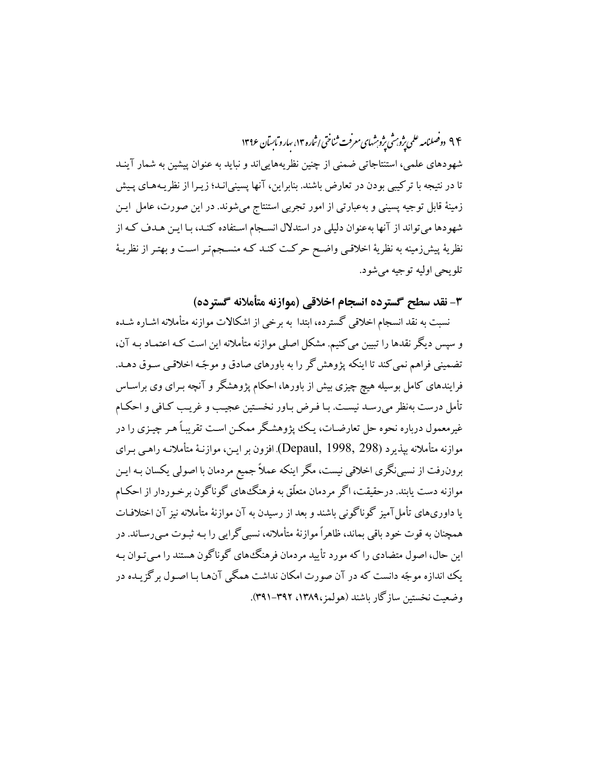شهودهای علمی، استنتاجاتی ضمنی از چنین نظریه‌هایی‌اند و نباید به عنوان پیشین به شمار آیند تا در نتیجه با ترکیبی بودن در تعارض باشند. بنابراین، آنها پسینی‌اند؛ زیرا از نظریه‌های پیش زمینهٔ قابل توجیه پسینی و به‌عبارتی از امور تجربی استنتاج می‌شوند. در این صورت، عامل این شهودها می‌تواند از آنها به‌عنوان دلیلی در استدلال انسجام استفاده کند، با این هدف که از نظریهٔ پیش‌زمینه به نظریهٔ اخلاقی واضح حرکت کند که منسجم‌تر است و بهتر از نظریهٔ تلویحی اولیه توجیه می‌شود.

## ۳- نقد سطح گسترده انسجام اخلاقی (موازنه متأملانه گسترده)

نسبت به نقد انسجام اخلاقی گسترده، ابتدا به برخی از اشکالات موازنه متأملانه اشاره شده و سپس دیگر نقدها را تبیین می‌کنیم. مشکل اصلی موازنه متأملانه این است که اعتماد به آن، تضمینی فراهم نمی‌کند تا اینکه پژوهش‌گر را به باورهای صادق و موجّه اخلاقی سوق دهد. فرایندهای کامل بوسیله هیچ چیزی بیش از باورها، احکام پژوهشگر و آنچه برای وی براساس تأمل درست به‌نظر می‌رسد نیست. با فرض باور نخستین عجیب و غریب کافی و احکام غیرمعمول درباره نحوه حل تعارضات، یک پژوهشگر ممکن است تقریباً هر چیزی را در موازنه متأملانه بپذیرد (Depaul, 1998, 298). افزون بر این، موازنهٔ متأملانه راهی برای برون‌رفت از نسبی‌نگری اخلاقی نیست، مگر اینکه عملاً جمیع مردمان با اصولی یکسان به این موازنه دست یابند. درحقیقت، اگر مردمان متعلّق به فرهنگ‌های گوناگون برخوردار از احکام یا داوری‌های تأمل‌آمیز گوناگونی باشند و بعد از رسیدن به آن موازنهٔ متأملانه نیز آن اختلافات همچنان به قوت خود باقی بماند، ظاهراً موازنهٔ متأملانه، نسبی‌گرایی را به ثبوت می‌رساند. در این حال، اصول متضادی را که مورد تأیید مردمان فرهنگ‌های گوناگون هستند را می‌توان به یک اندازه موجّه دانست که در آن صورت امکان نداشت همگی آن‌ها با اصول برگزیده در وضعیت نخستین سازگار باشند (هولمز،۱۳۸۹، ۳۹۲-۳۹۱).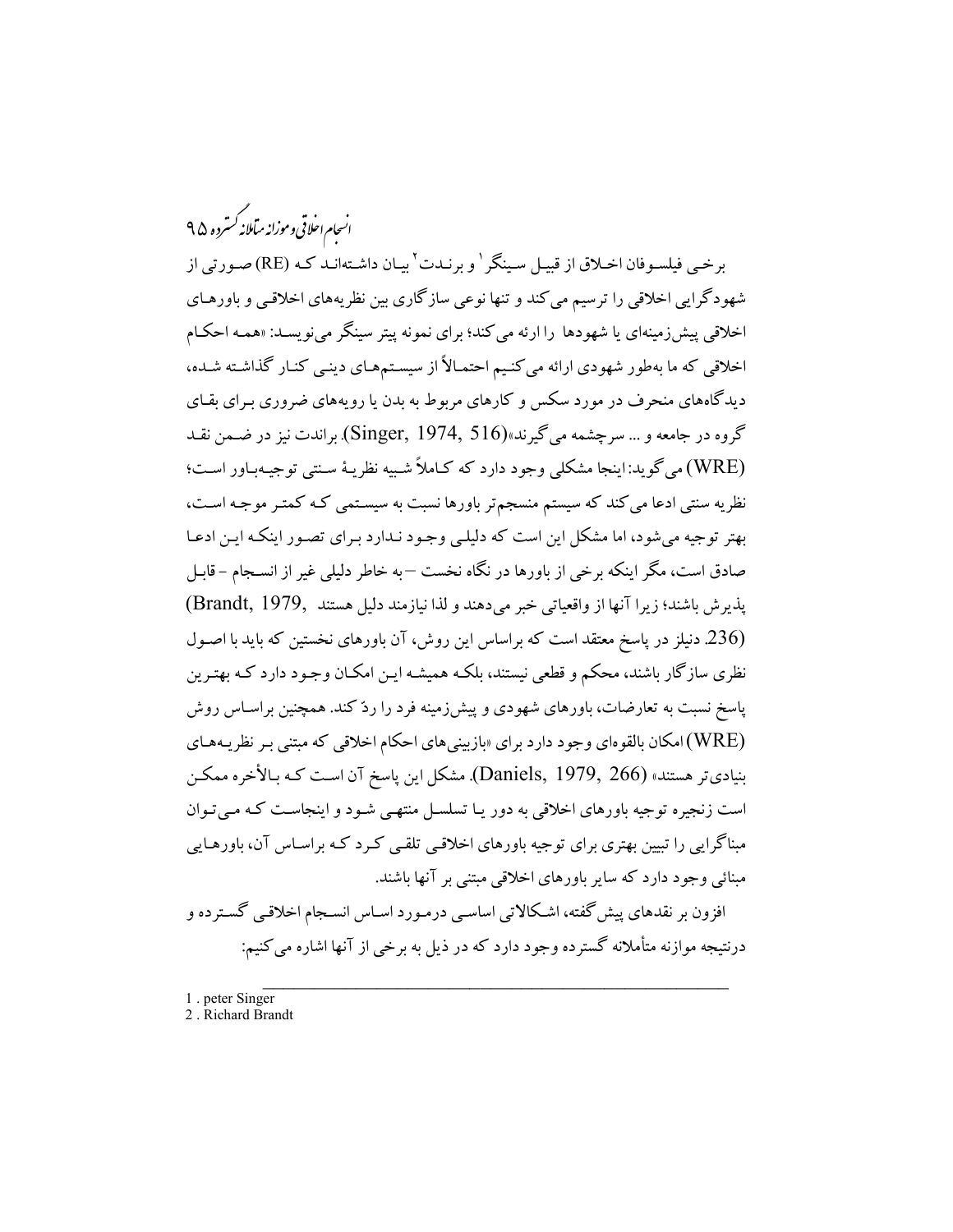برخی فیلسوفان اخلاق از قبیل سینگر[1] و برندت[2] بیان داشته‌اند که (RE) صورتی از شهودگرایی اخلاقی را ترسیم می‌کند و تنها نوعی سازگاری بین نظریه‌های اخلاقی و باورهای اخلاقی پیش‌زمینه‌ای یا شهودها را ارائه می‌کند؛ برای نمونه پیتر سینگر می‌نویسد: «همه احکام اخلاقی که ما به‌طور شهودی ارائه می‌کنیم احتمالاً از سیستم‌های دینی کنار گذاشته شده، دیدگاه‌های منحرف در مورد سکس و کارهای مربوط به بدن یا رویه‌های ضروری برای بقای گروه در جامعه و ... سرچشمه می‌گیرند»(Singer, 1974, 516). براندت نیز در ضمن نقد (WRE) می‌گوید: اینجا مشکلی وجود دارد که کاملاً شبیه نظریهٔ سنتی توجیه‌باور است؛ نظریه سنتی ادعا می‌کند که سیستم منسجم‌تر باورها نسبت به سیستمی که کمتر موجه است، بهتر توجیه می‌شود، اما مشکل این است که دلیلی وجود ندارد برای تصور اینکه این ادعا صادق است، مگر اینکه برخی از باورها در نگاه نخست –به خاطر دلیلی غیر از انسجام– قابل پذیرش باشند؛ زیرا آنها از واقعیاتی خبر می‌دهند و لذا نیازمند دلیل هستند (Brandt, 1979, 236). دنیلز در پاسخ معتقد است که براساس این روش، آن باورهای نخستین که باید با اصول نظری سازگار باشند، محکم و قطعی نیستند، بلکه همیشه این امکان وجود دارد که بهترین پاسخ نسبت به تعارضات، باورهای شهودی و پیش‌زمینه فرد را ردّ کند. همچنین براساس روش (WRE) امکان بالقوه‌ای وجود دارد برای «بازبینی‌های احکام اخلاقی که مبتنی بر نظریه‌های بنیادی‌تر هستند» (Daniels, 1979, 266). مشکل این پاسخ آن است که بالأخره ممکن است زنجیره توجیه باورهای اخلاقی به دور یا تسلسل منتهی شود و اینجاست که می‌توان مبناگرایی را تبیین بهتری برای توجیه باورهای اخلاقی تلقی کرد که براساس آن، باورهایی مبنائی وجود دارد که سایر باورهای اخلاقی مبتنی بر آنها باشند.

افزون بر نقدهای پیش‌گفته، اشکالاتی اساسی درمورد اساس انسجام اخلاقی گسترده و درنتیجه موازنه متأملانه گسترده وجود دارد که در ذیل به برخی از آنها اشاره می‌کنیم:

---

1 . peter Singer
2 . Richard Brandt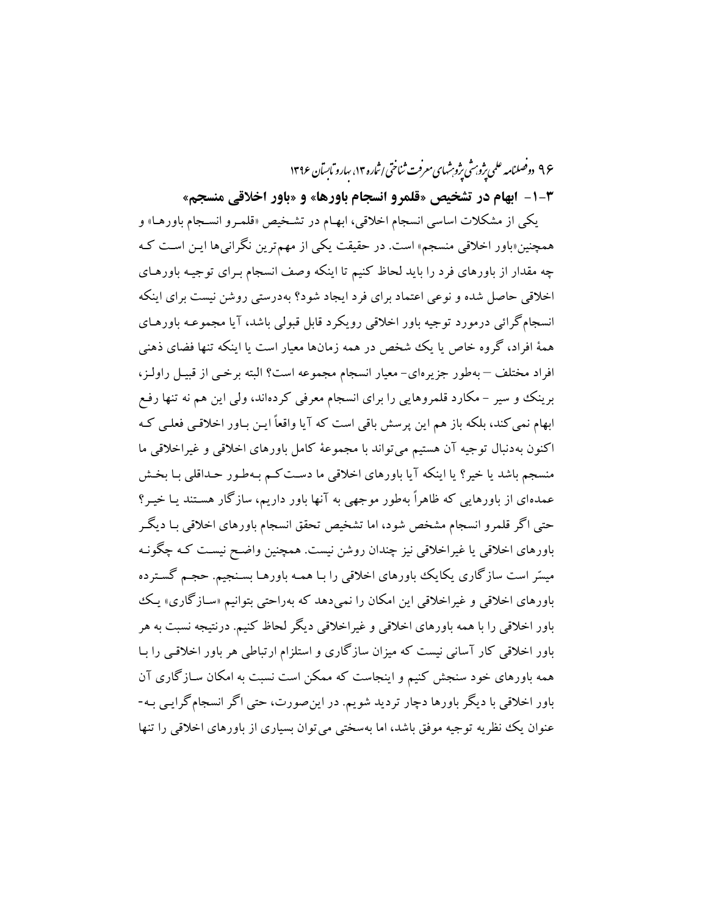### ۳-۱- ابهام در تشخیص «قلمرو انسجام باورها» و «باور اخلاقی منسجم»

یکی از مشکلات اساسی انسجام اخلاقی، ابهام در تشخیص «قلمرو انسجام باورها» و همچنین«باور اخلاقی منسجم» است. در حقیقت یکی از مهم‌ترین نگرانی‌ها این است که چه مقدار از باورهای فرد را باید لحاظ کنیم تا اینکه وصف انسجام برای توجیه باورهای اخلاقی حاصل شده و نوعی اعتماد برای فرد ایجاد شود؟ به‌درستی روشن نیست برای اینکه انسجام‌گرائی درمورد توجیه باور اخلاقی رویکرد قابل قبولی باشد، آیا مجموعه باورهای همهٔ افراد، گروه خاص یا یک شخص در همه زمان‌ها معیار است یا اینکه تنها فضای ذهنی افراد مختلف – به‌طور جزیره‌ای- معیار انسجام مجموعه است؟ البته برخی از قبیل راولز، برینک و سیر - مکارد قلمروهایی را برای انسجام معرفی کرده‌اند، ولی این هم نه تنها رفع ابهام نمی‌کند، بلکه باز هم این پرسش باقی است که آیا واقعاً این باور اخلاقی فعلی که اکنون به‌دنبال توجیه آن هستیم می‌تواند با مجموعهٔ کامل باورهای اخلاقی و غیراخلاقی ما منسجم باشد یا خیر؟ یا اینکه آیا باورهای اخلاقی ما دست‌کم به‌طور حداقلی با بخش عمده‌ای از باورهایی که ظاهراً به‌طور موجهی به آنها باور داریم، سازگار هستند یا خیر؟ حتی اگر قلمرو انسجام مشخص شود، اما تشخیص تحقق انسجام باورهای اخلاقی با دیگر باورهای اخلاقی یا غیراخلاقی نیز چندان روشن نیست. همچنین واضح نیست که چگونه میسّر است سازگاری یکایک باورهای اخلاقی را با همه باورها بسنجیم. حجم گسترده باورهای اخلاقی و غیراخلاقی این امکان را نمی‌دهد که به‌راحتی بتوانیم «سازگاری» یک باور اخلاقی را با همه باورهای اخلاقی و غیراخلاقی دیگر لحاظ کنیم. درنتیجه نسبت به هر باور اخلاقی کار آسانی نیست که میزان سازگاری و استلزام ارتباطی هر باور اخلاقی را با همه باورهای خود سنجش کنیم و اینجاست که ممکن است نسبت به امکان سازگاری آن باور اخلاقی با دیگر باورها دچار تردید شویم. در این‌صورت، حتی اگر انسجام‌گرایی به‌عنوان یک نظریه توجیه موفق باشد، اما به‌سختی می‌توان بسیاری از باورهای اخلاقی را تنها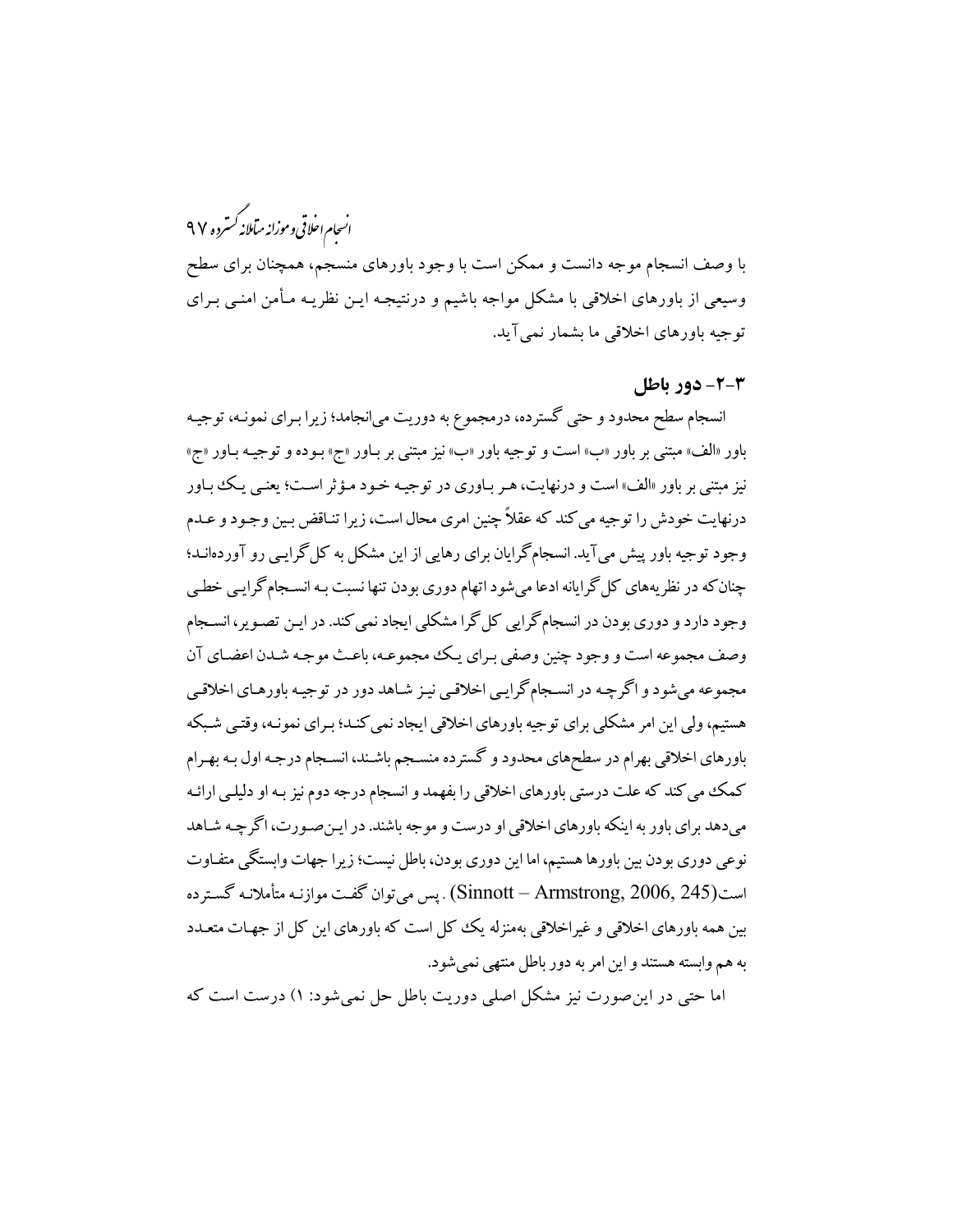با وصف انسجام موجه دانست و ممکن است با وجود باورهای منسجم، همچنان برای سطح وسیعی از باورهای اخلاقی با مشکل مواجه باشیم و درنتیجه این نظریه مأمن امنی برای توجیه باورهای اخلاقی ما بشمار نمی‌آید.

### ۳-۲- دور باطل

انسجام سطح محدود و حتی گسترده، درمجموع به دوریت می‌انجامد؛ زیرا برای نمونه، توجیه باور «الف» مبتنی بر باور «ب» است و توجیه باور «ب» نیز مبتنی بر باور «ج» بوده و توجیه باور «ج» نیز مبتنی بر باور «الف» است و درنهایت، هر باوری در توجیه خود مؤثر است؛ یعنی یک باور درنهایت خودش را توجیه می‌کند که عقلاً چنین امری محال است، زیرا تناقض بین وجود و عدم وجود توجیه باور پیش می‌آید. انسجام‌گرایان برای رهایی از این مشکل به کل‌گرایی رو آورده‌اند؛ چنان‌که در نظریه‌های کل‌گرایانه ادعا می‌شود اتهام دوری بودن تنها نسبت به انسجام‌گرایی خطی وجود دارد و دوری بودن در انسجام‌گرایی کل‌گرا مشکلی ایجاد نمی‌کند. در این تصویر، انسجام وصف مجموعه است و وجود چنین وصفی برای یک مجموعه، باعث موجه شدن اعضای آن مجموعه می‌شود و اگرچه در انسجام‌گرایی اخلاقی نیز شاهد دور در توجیه باورهای اخلاقی هستیم، ولی این امر مشکلی برای توجیه باورهای اخلاقی ایجاد نمی‌کند؛ برای نمونه، وقتی شبکه باورهای اخلاقی بهرام در سطح‌های محدود و گسترده منسجم باشند، انسجام درجه اول به بهرام کمک می‌کند که علت درستی باورهای اخلاقی را بفهمد و انسجام درجه دوم نیز به او دلیلی ارائه می‌دهد برای باور به اینکه باورهای اخلاقی او درست و موجه باشند. در این‌صورت، اگرچه شاهد نوعی دوری بودن بین باورها هستیم، اما این دوری بودن، باطل نیست؛ زیرا جهات وابستگی متفاوت است(Sinnott – Armstrong, 2006, 245). پس می‌توان گفت موازنه متأملانه گسترده بین همه باورهای اخلاقی و غیراخلاقی به‌منزله یک کل است که باورهای این کل از جهات متعدد به هم وابسته هستند و این امر به دور باطل منتهی نمی‌شود.

اما حتی در این‌صورت نیز مشکل اصلی دوریت باطل حل نمی‌شود: ۱) درست است که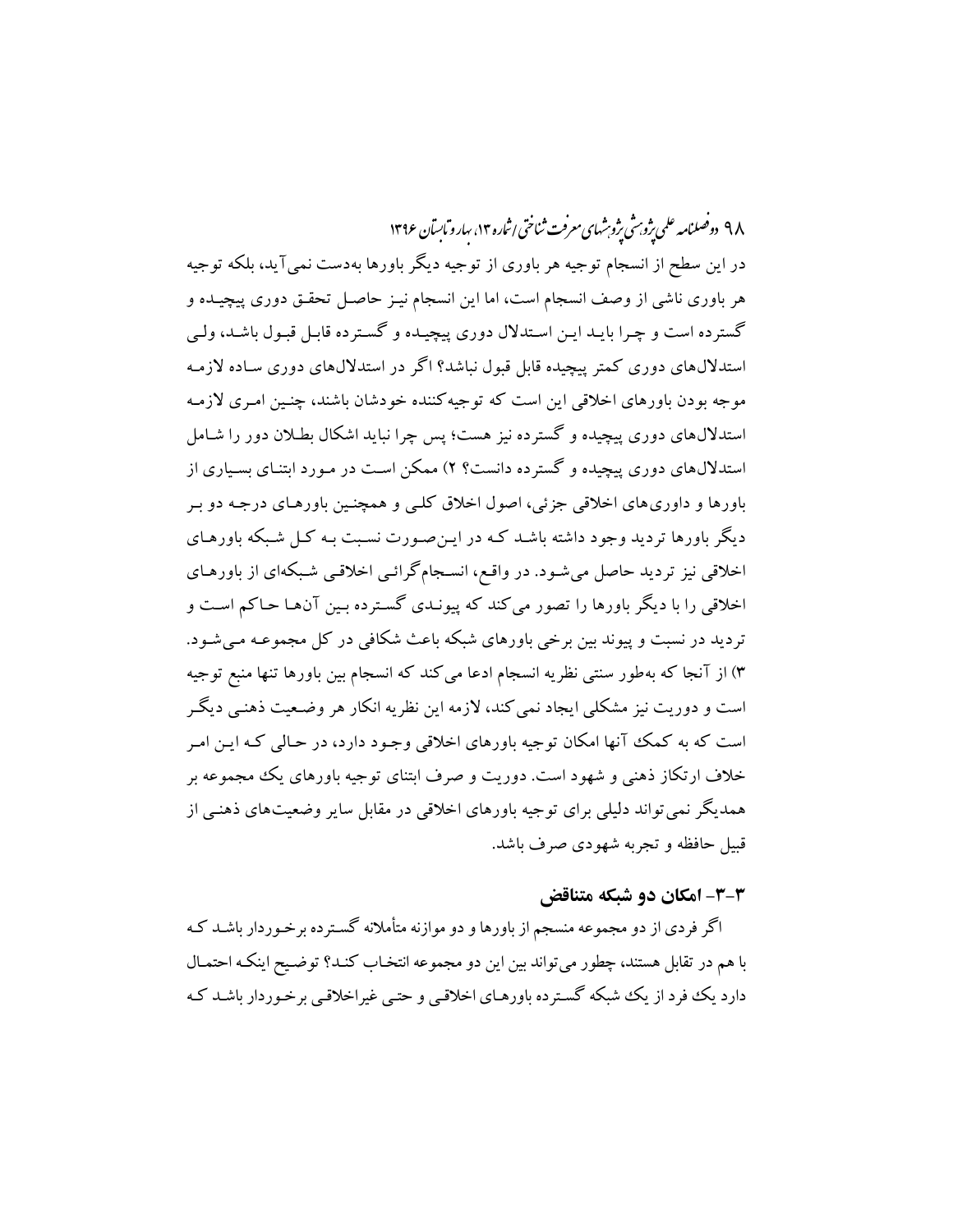در این سطح از انسجام توجیه هر باوری از توجیه دیگر باورها به‌دست نمی‌آید، بلکه توجیه هر باوری ناشی از وصف انسجام است، اما این انسجام نیـز حاصـل تحقـق دوری پیچیـده و گسترده است و چـرا بایـد ایـن اسـتدلال دوری پیچیـده و گسـترده قابـل قبـول باشـد، ولـی استدلال‌های دوری کمتر پیچیده قابل قبول نباشد؟ اگر در استدلال‌های دوری سـاده لازمـه موجه بودن باورهای اخلاقی این است که توجیه‌کننده خودشان باشند، چنـین امـری لازمـه استدلال‌های دوری پیچیده و گسترده نیز هست؛ پس چرا نباید اشکال بطـلان دور را شـامل استدلال‌های دوری پیچیده و گسترده دانست؟ ۲) ممکن اسـت در مـورد ابتنـای بسـیاری از باورها و داوری‌های اخلاقی جزئی، اصول اخلاق کلـی و همچنـین باورهـای درجـه دو بـر دیگر باورها تردید وجود داشته باشـد کـه در ایـن‌صـورت نسـبت بـه کـل شـبکه باورهـای اخلاقی نیز تردید حاصل می‌شـود. در واقـع، انسـجام‌گرائـی اخلاقـی شـبکه‌ای از باورهـای اخلاقی را با دیگر باورها را تصور می‌کند که پیونـدی گسـترده بـین آن‌هـا حـاکم اسـت و تردید در نسبت و پیوند بین برخی باورهای شبکه باعث شکافی در کل مجموعـه مـی‌شـود. ۳) از آنجا که به‌طور سنتی نظریه انسجام ادعا می‌کند که انسجام بین باورها تنها منبع توجیه است و دوریت نیز مشکلی ایجاد نمی‌کند، لازمه این نظریه انکار هر وضـعیت ذهنـی دیگـر است که به کمک آنها امکان توجیه باورهای اخلاقی وجـود دارد، در حـالی کـه ایـن امـر خلاف ارتکاز ذهنی و شهود است. دوریت و صرف ابتنای توجیه باورهای یک مجموعه بر همدیگر نمی‌تواند دلیلی برای توجیه باورهای اخلاقی در مقابل سایر وضعیت‌های ذهنـی از قبیل حافظه و تجربه شهودی صرف باشد.

### ۳-۳- امکان دو شبکه متناقض

اگر فردی از دو مجموعه منسجم از باورها و دو موازنه متأملانه گسـترده برخـوردار باشـد کـه با هم در تقابل هستند، چطور می‌تواند بین این دو مجموعه انتخـاب کنـد؟ توضـیح اینکـه احتمـال دارد یک فرد از یک شبکه گسـترده باورهـای اخلاقـی و حتـی غیراخلاقـی برخـوردار باشـد کـه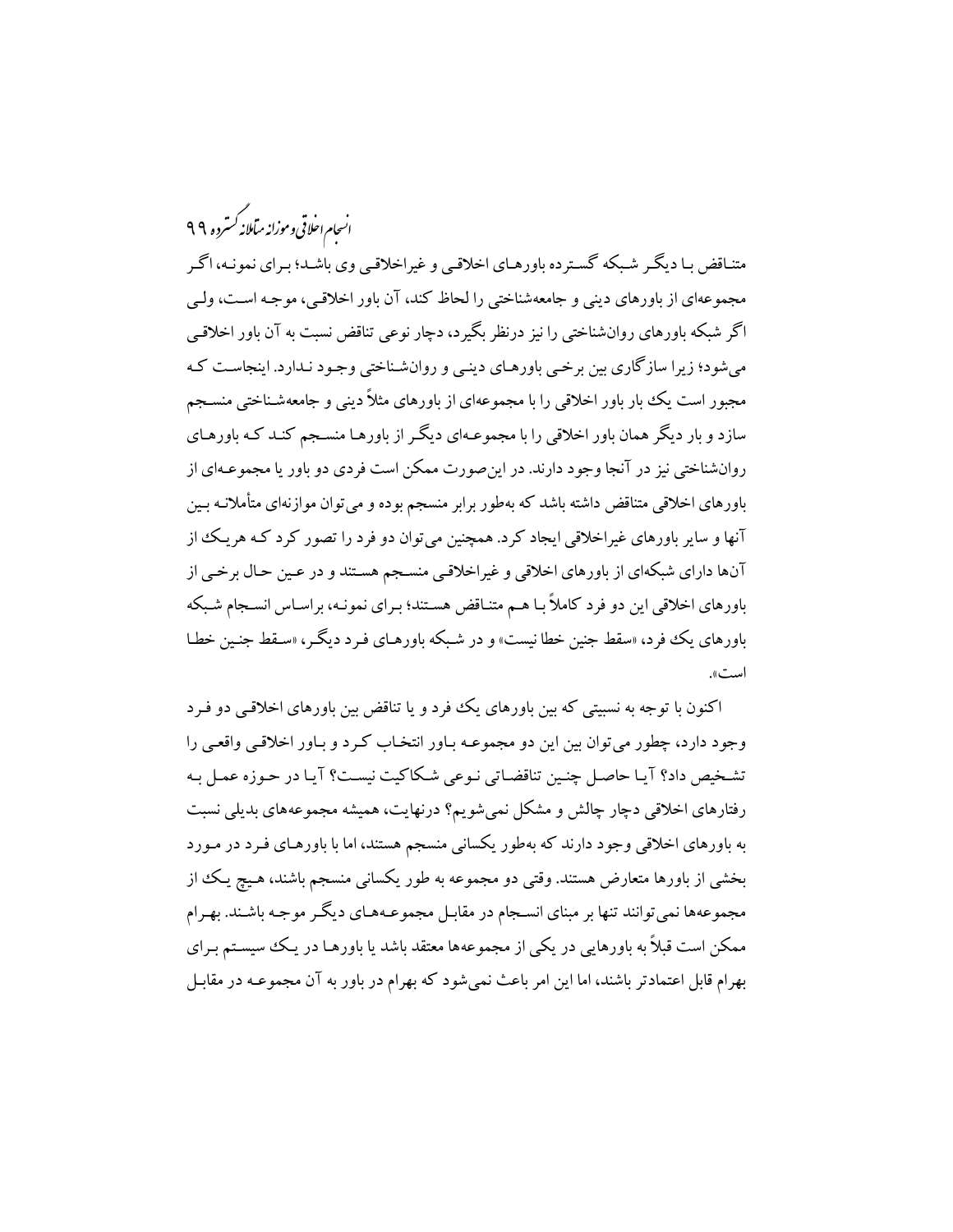متناقض با دیگر شبکه گسترده باورهای اخلاقی و غیراخلاقی وی باشد؛ برای نمونه، اگر مجموعه‌ای از باورهای دینی و جامعه‌شناختی را لحاظ کند، آن باور اخلاقی، موجه است، ولی اگر شبکه باورهای روان‌شناختی را نیز درنظر بگیرد، دچار نوعی تناقض نسبت به آن باور اخلاقی می‌شود؛ زیرا سازگاری بین برخی باورهای دینی و روان‌شناختی وجود ندارد. اینجاست که مجبور است یک بار باور اخلاقی را با مجموعه‌ای از باورهای مثلاً دینی و جامعه‌شناختی منسجم سازد و بار دیگر همان باور اخلاقی را با مجموعه‌ای دیگر از باورها منسجم کند که باورهای روان‌شناختی نیز در آنجا وجود دارند. در این‌صورت ممکن است فردی دو باور یا مجموعه‌ای از باورهای اخلاقی متناقض داشته باشد که به‌طور برابر منسجم بوده و می‌توان موازنه‌ای متأملانه بین آنها و سایر باورهای غیراخلاقی ایجاد کرد. همچنین می‌توان دو فرد را تصور کرد که هریک از آن‌ها دارای شبکه‌ای از باورهای اخلاقی و غیراخلاقی منسجم هستند و در عین حال برخی از باورهای اخلاقی این دو فرد کاملاً با هم متناقض هستند؛ برای نمونه، براساس انسجام شبکه باورهای یک فرد، «سقط جنین خطا نیست» و در شبکه باورهای فرد دیگر، «سقط جنین خطا است».

اکنون با توجه به نسبیتی که بین باورهای یک فرد و یا تناقض بین باورهای اخلاقی دو فرد وجود دارد، چطور می‌توان بین این دو مجموعه باور انتخاب کرد و باور اخلاقی واقعی را تشخیص داد؟ آیا حاصل چنین تناقضاتی نوعی شکاکیت نیست؟ آیا در حوزه عمل به رفتارهای اخلاقی دچار چالش و مشکل نمی‌شویم؟ درنهایت، همیشه مجموعه‌های بدیلی نسبت به باورهای اخلاقی وجود دارند که به‌طور یکسانی منسجم هستند، اما با باورهای فرد در مورد بخشی از باورها متعارض هستند. وقتی دو مجموعه به طور یکسانی منسجم باشند، هیچ یک از مجموعه‌ها نمی‌توانند تنها بر مبنای انسجام در مقابل مجموعه‌های دیگر موجه باشند. بهرام ممکن است قبلاً به باورهایی در یکی از مجموعه‌ها معتقد باشد یا باورها در یک سیستم برای بهرام قابل اعتمادتر باشند، اما این امر باعث نمی‌شود که بهرام در باور به آن مجموعه در مقابل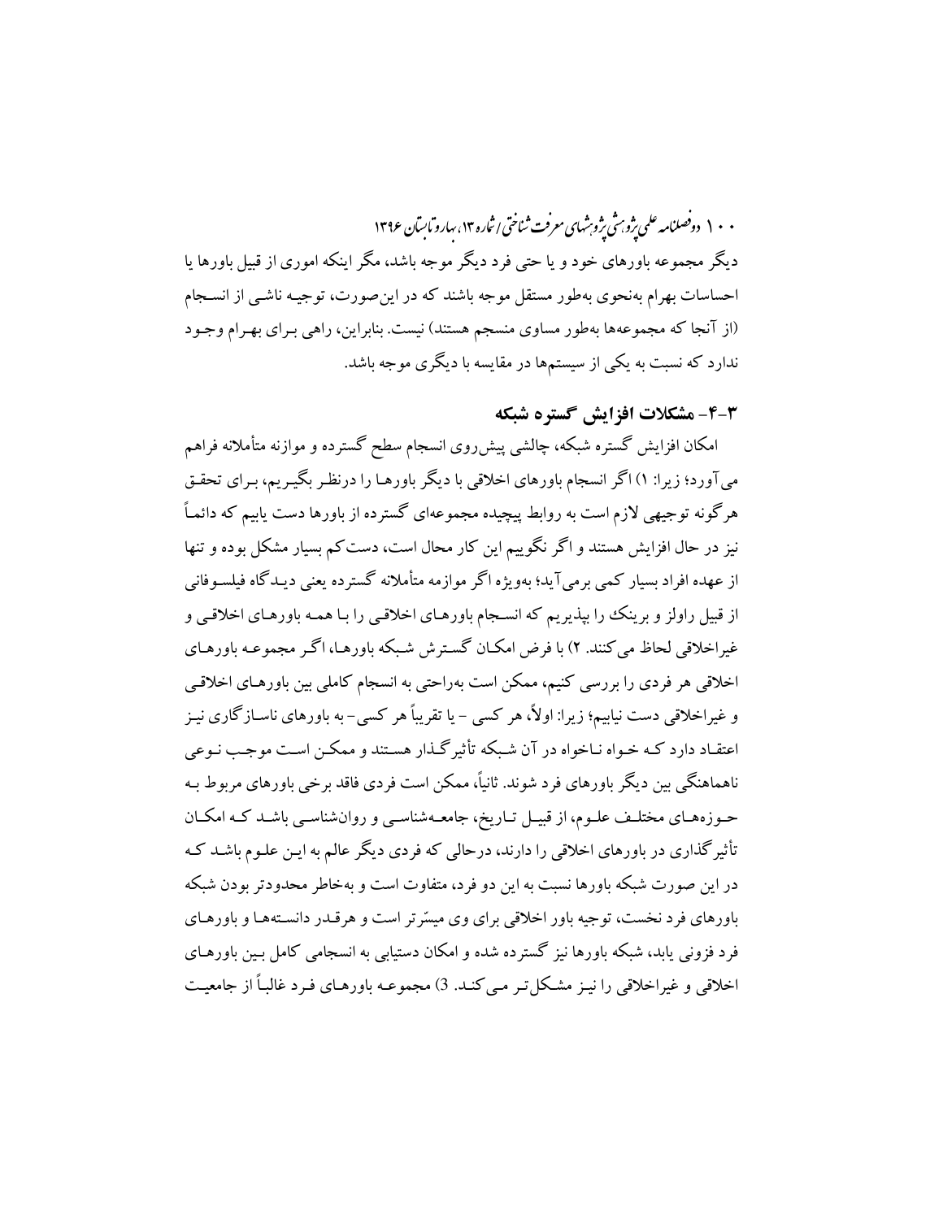دیگر مجموعه باورهای خود و یا حتی فرد دیگر موجه باشد، مگر اینکه اموری از قبیل باورها یا احساسات بهرام به‌نحوی به‌طور مستقل موجه باشند که در این‌صورت، توجیه ناشی از انسجام (از آنجا که مجموعه‌ها به‌طور مساوی منسجم هستند) نیست. بنابراین، راهی برای بهرام وجود ندارد که نسبت به یکی از سیستم‌ها در مقایسه با دیگری موجه باشد.

### ۳-۴- مشکلات افزایش گستره شبکه

امکان افزایش گستره شبکه، چالشی پیش‌روی انسجام سطح گسترده و موازنه متأملانه فراهم می‌آورد؛ زیرا: ۱) اگر انسجام باورهای اخلاقی با دیگر باورها را درنظر بگیریم، برای تحقق هرگونه توجیهی لازم است به روابط پیچیده مجموعه‌ای گسترده از باورها دست یابیم که دائماً نیز در حال افزایش هستند و اگر نگوییم این کار محال است، دست‌کم بسیار مشکل بوده و تنها از عهده افراد بسیار کمی برمی‌آید؛ به‌ویژه اگر موازمه متأملانه گسترده یعنی دیدگاه فیلسوفانی از قبیل راولز و برینک را بپذیریم که انسجام باورهای اخلاقی را با همه باورهای اخلاقی و غیراخلاقی لحاظ می‌کنند. ۲) با فرض امکان گسترش شبکه باورها، اگر مجموعه باورهای اخلاقی هر فردی را بررسی کنیم، ممکن است به‌راحتی به انسجام کاملی بین باورهای اخلاقی و غیراخلاقی دست نیابیم؛ زیرا: اولاً، هر کسی - یا تقریباً هر کسی- به باورهای ناسازگاری نیز اعتقاد دارد که خواه ناخواه در آن شبکه تأثیرگذار هستند و ممکن است موجب نوعی ناهماهنگی بین دیگر باورهای فرد شوند. ثانیاً، ممکن است فردی فاقد برخی باورهای مربوط به حوزه‌های مختلف علوم، از قبیل تاریخ، جامعه‌شناسی و روان‌شناسی باشد که امکان تأثیرگذاری در باورهای اخلاقی را دارند، درحالی که فردی دیگر عالم به این علوم باشد که در این صورت شبکه باورها نسبت به این دو فرد، متفاوت است و به‌خاطر محدودتر بودن شبکه باورهای فرد نخست، توجیه باور اخلاقی برای وی میسّرتر است و هرقدر دانسته‌ها و باورهای فرد فزونی یابد، شبکه باورها نیز گسترده شده و امکان دستیابی به انسجامی کامل بین باورهای اخلاقی و غیراخلاقی را نیز مشکل‌تر می‌کند. 3) مجموعه باورهای فرد غالباً از جامعیت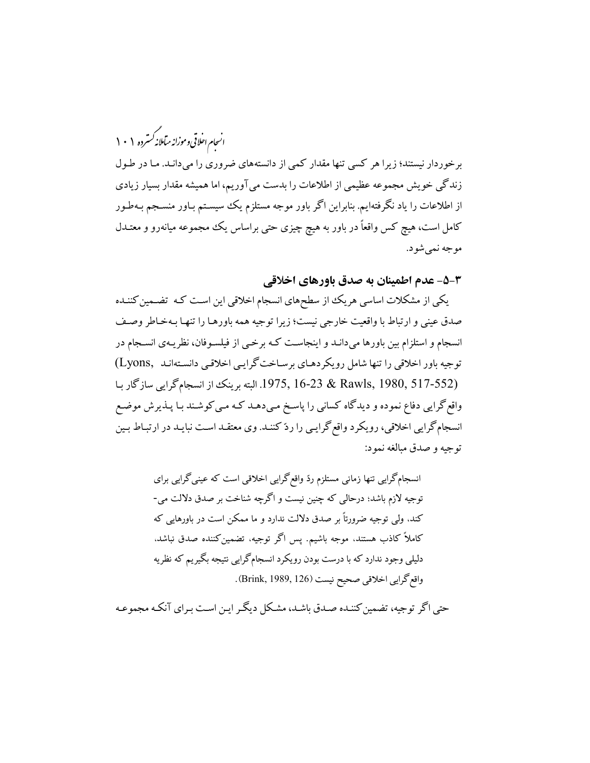برخوردار نیستند؛ زیرا هر کسی تنها مقدار کمی از دانسته‌های ضروری را می‌داند. ما در طول زندگی خویش مجموعه عظیمی از اطلاعات را بدست می‌آوریم، اما همیشه مقدار بسیار زیادی از اطلاعات را یاد نگرفته‌ایم. بنابراین اگر باور موجه مستلزم یک سیستم باور منسجم به‌طور کامل است، هیچ کس واقعاً در باور به هیچ چیزی حتی براساس یک مجموعه میانه‌رو و معتدل موجه نمی‌شود.

### ۳-۵- عدم اطمینان به صدق باورهای اخلاقی

یکی از مشکلات اساسی هریک از سطح‌های انسجام اخلاقی این است که تضمین‌کننده صدق عینی و ارتباط با واقعیت خارجی نیست؛ زیرا توجیه همه باورها را تنها به‌خاطر وصف انسجام و استلزام بین باورها می‌داند و اینجاست که برخی از فیلسوفان، نظریه‌ی انسجام در توجیه باور اخلاقی را تنها شامل رویکردهای برساخت‌گرایی اخلاقی دانسته‌اند (Lyons, 1975, 16-23 & Rawls, 1980, 517-552). البته برینک از انسجام‌گرایی سازگار با واقع‌گرایی دفاع نموده و دیدگاه کسانی را پاسخ می‌دهد که می‌کوشند با پذیرش موضع انسجام‌گرایی اخلاقی، رویکرد واقع‌گرایی را ردّ کنند. وی معتقد است نباید در ارتباط بین توجیه و صدق مبالغه نمود:

> انسجام‌گرایی تنها زمانی مستلزم ردّ واقع‌گرایی اخلاقی است که عینی‌گرایی برای توجیه لازم باشد؛ درحالی که چنین نیست و اگرچه شناخت بر صدق دلالت می‌کند، ولی توجیه ضرورتاً بر صدق دلالت ندارد و ما ممکن است در باورهایی که کاملاً کاذب هستند، موجه باشیم. پس اگر توجیه، تضمین‌کننده صدق نباشد، دلیلی وجود ندارد که با درست بودن رویکرد انسجام‌گرایی نتیجه بگیریم که نظریه واقع‌گرایی اخلاقی صحیح نیست (Brink, 1989, 126).

حتی اگر توجیه، تضمین‌کننده صدق باشد، مشکل دیگر این است برای آنکه مجموعه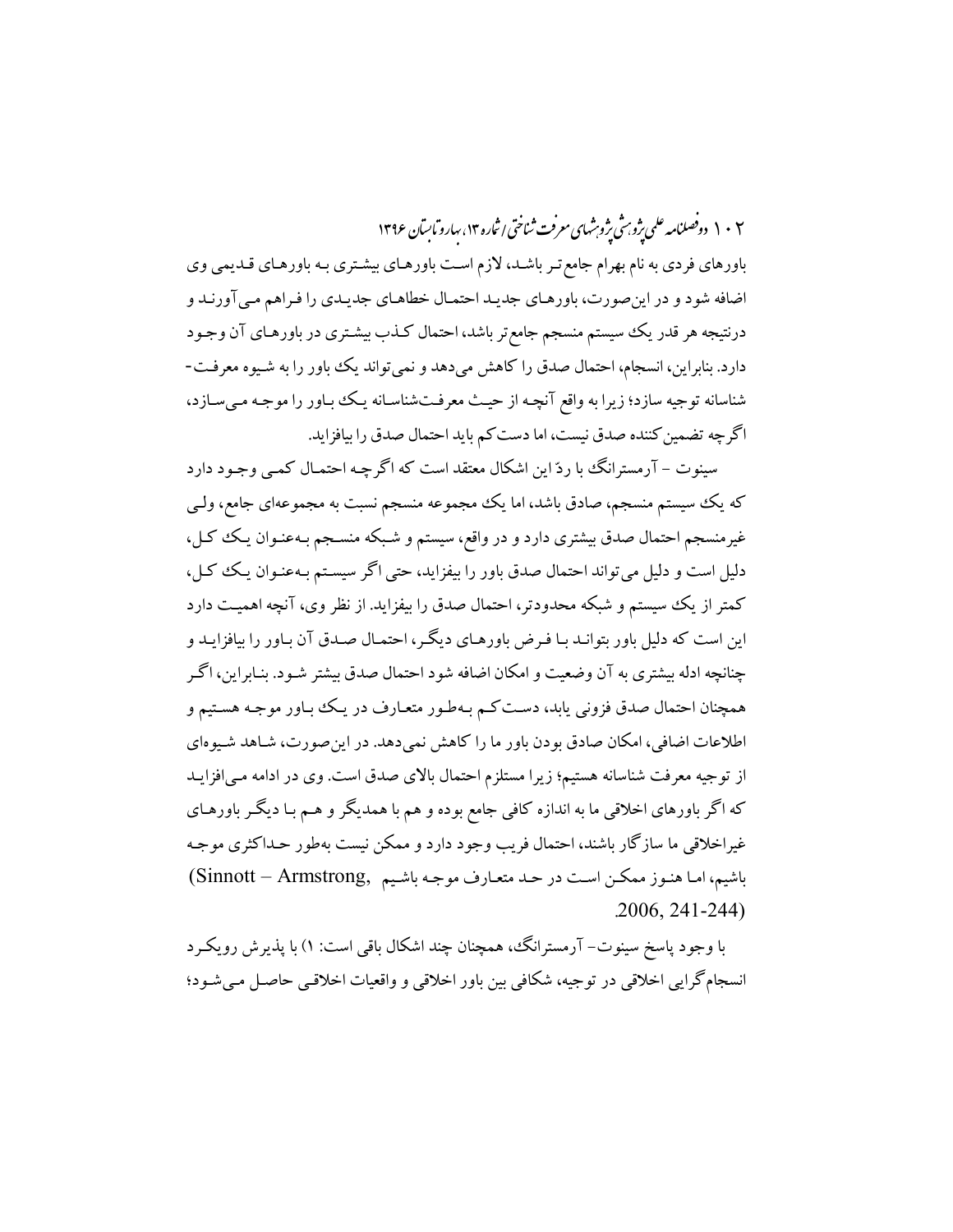باورهای فردی به نام بهرام جامع‌تر باشد، لازم است باورهای بیشتری به باورهای قدیمی وی اضافه شود و در این‌صورت، باورهای جدید احتمال خطاهای جدیدی را فراهم می‌آورند و درنتیجه هر قدر یک سیستم منسجم جامع‌تر باشد، احتمال کذب بیشتری در باورهای آن وجود دارد. بنابراین، انسجام، احتمال صدق را کاهش می‌دهد و نمی‌تواند یک باور را به شیوه معرفت‌شناسانه توجیه سازد؛ زیرا به واقع آنچه از حیث معرفت‌شناسانه یک باور را موجه می‌سازد، اگرچه تضمین‌کننده صدق نیست، اما دست‌کم باید احتمال صدق را بیافزاید.

سینوت - آرمسترانگ با ردّ این اشکال معتقد است که اگرچه احتمال کمی وجود دارد که یک سیستم منسجم، صادق باشد، اما یک مجموعه منسجم نسبت به مجموعه‌ای جامع، ولی غیرمنسجم احتمال صدق بیشتری دارد و در واقع، سیستم و شبکه منسجم به‌عنوان یک کل، دلیل است و دلیل می‌تواند احتمال صدق باور را بیفزاید، حتی اگر سیستم به‌عنوان یک کل، کمتر از یک سیستم و شبکه محدودتر، احتمال صدق را بیفزاید. از نظر وی، آنچه اهمیت دارد این است که دلیل باور بتواند با فرض باورهای دیگر، احتمال صدق آن باور را بیافزاید و چنانچه ادله بیشتری به آن وضعیت و امکان اضافه شود احتمال صدق بیشتر شود. بنابراین، اگر همچنان احتمال صدق فزونی یابد، دست‌کم به‌طور متعارف در یک باور موجه هستیم و اطلاعات اضافی، امکان صادق بودن باور ما را کاهش نمی‌دهد. در این‌صورت، شاهد شیوه‌ای از توجیه معرفت شناسانه هستیم؛ زیرا مستلزم احتمال بالای صدق است. وی در ادامه می‌افزاید که اگر باورهای اخلاقی ما به اندازه کافی جامع بوده و هم با همدیگر و هم با دیگر باورهای غیراخلاقی ما سازگار باشند، احتمال فریب وجود دارد و ممکن نیست به‌طور حداکثری موجه باشیم، اما هنوز ممکن است در حد متعارف موجه باشیم (Sinnott – Armstrong, 2006, 241-244).

با وجود پاسخ سینوت- آرمسترانگ، همچنان چند اشکال باقی است: ۱) با پذیرش رویکرد انسجام‌گرایی اخلاقی در توجیه، شکافی بین باور اخلاقی و واقعیات اخلاقی حاصل می‌شود؛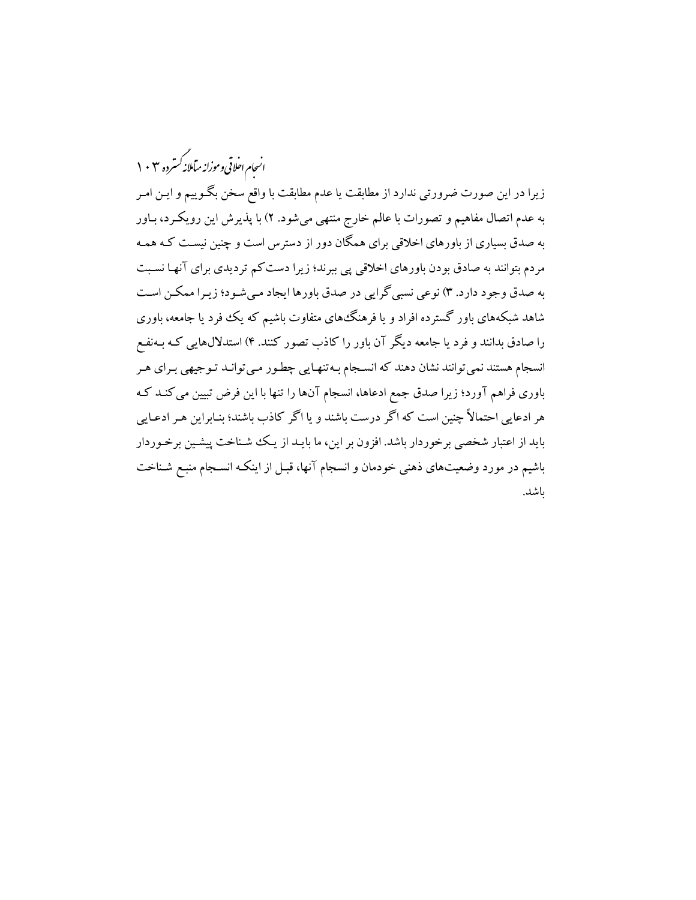زیرا در این صورت ضرورتی ندارد از مطابقت یا عدم مطابقت با واقع سخن بگوییم و این امر به عدم اتصال مفاهیم و تصورات با عالم خارج منتهی می‌شود. ۲) با پذیرش این رویکرد، باور به صدق بسیاری از باورهای اخلاقی برای همگان دور از دسترس است و چنین نیست که همه مردم بتوانند به صادق بودن باورهای اخلاقی پی ببرند؛ زیرا دست‌کم تردیدی برای آنها نسبت به صدق وجود دارد. ۳) نوعی نسبی‌گرایی در صدق باورها ایجاد می‌شود؛ زیرا ممکن است شاهد شبکه‌های باور گسترده افراد و یا فرهنگ‌های متفاوت باشیم که یک فرد یا جامعه، باوری را صادق بدانند و فرد یا جامعه دیگر آن باور را کاذب تصور کنند. ۴) استدلال‌هایی که به‌نفع انسجام هستند نمی‌توانند نشان دهند که انسجام به‌تنهایی چطور می‌تواند توجیهی برای هر باوری فراهم آورد؛ زیرا صدق جمع ادعاها، انسجام آن‌ها را تنها با این فرض تبیین می‌کند که هر ادعایی احتمالاً چنین است که اگر درست باشند و یا اگر کاذب باشند؛ بنابراین هر ادعایی باید از اعتبار شخصی برخوردار باشد. افزون بر این، ما باید از یک شناخت پیشین برخوردار باشیم در مورد وضعیت‌های ذهنی خودمان و انسجام آنها، قبل از اینکه انسجام منبع شناخت باشد.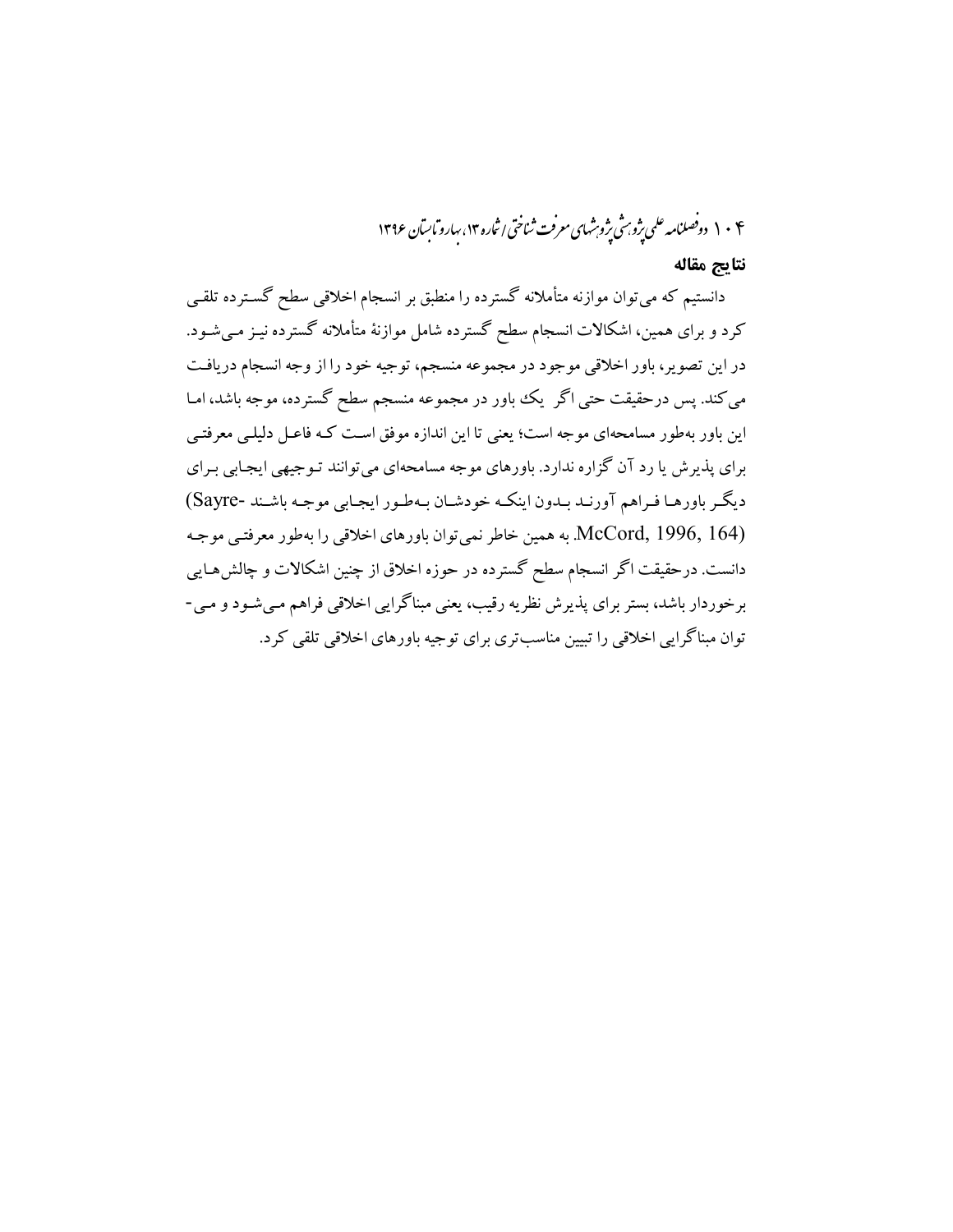## نتایج مقاله

دانستیم که می‌توان موازنه متأملانه گسترده را منطبق بر انسجام اخلاقی سطح گسترده تلقی کرد و برای همین، اشکالات انسجام سطح گسترده شامل موازنهٔ متأملانه گسترده نیز می‌شود. در این تصویر، باور اخلاقی موجود در مجموعه منسجم، توجیه خود را از وجه انسجام دریافت می‌کند. پس درحقیقت حتی اگر یک باور در مجموعه منسجم سطح گسترده، موجه باشد، اما این باور به‌طور مسامحه‌ای موجه است؛ یعنی تا این اندازه موفق است که فاعل دلیلی معرفتی برای پذیرش یا رد آن گزاره ندارد. باورهای موجه مسامحه‌ای می‌توانند توجیهی ایجابی برای دیگر باورها فراهم آورند بدون اینکه خودشان به‌طور ایجابی موجه باشند (Sayre-McCord, 1996, 164). به همین خاطر نمی‌توان باورهای اخلاقی را به‌طور معرفتی موجه دانست. درحقیقت اگر انسجام سطح گسترده در حوزه اخلاق از چنین اشکالات و چالش‌هایی برخوردار باشد، بستر برای پذیرش نظریه رقیب، یعنی مبناگرایی اخلاقی فراهم می‌شود و می‌توان مبناگرایی اخلاقی را تبیین مناسب‌تری برای توجیه باورهای اخلاقی تلقی کرد.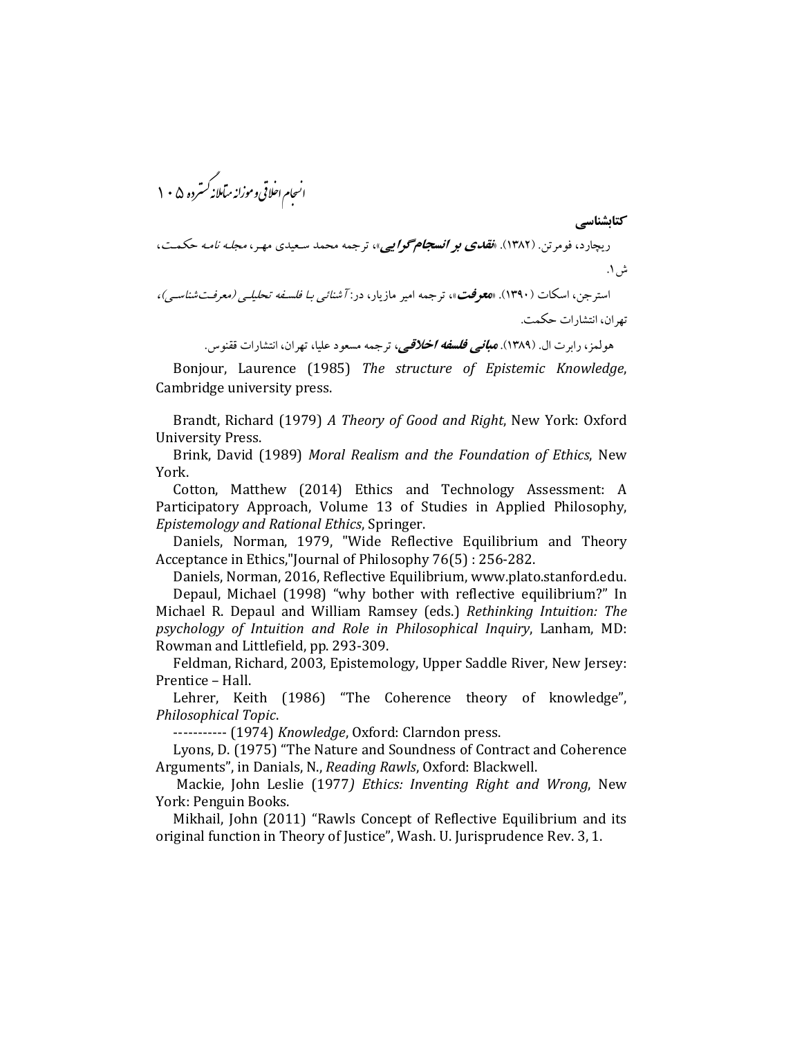**کتابشناسی**

ریچارد، فومرتن. (۱۳۸۲). «***نقدی بر انسجام‌گرایی***»، ترجمه محمد سعیدی مهر، مجله *نامه حکمت*، ش۱.

استرجن، اسکات (۱۳۹۰). «***معرفت***»، ترجمه امیر مازیار، در: *آشنائی با فلسفه تحلیلی (معرفت‌شناسی)*، تهران، انتشارات حکمت.

هولمز، رابرت ال. (۱۳۸۹). ***مبانی فلسفه اخلاقی***، ترجمه مسعود علیا، تهران، انتشارات ققنوس.

Bonjour, Laurence (1985) *The structure of Epistemic Knowledge*, Cambridge university press.

Brandt, Richard (1979) *A Theory of Good and Right*, New York: Oxford University Press.

Brink, David (1989) *Moral Realism and the Foundation of Ethics*, New York.

Cotton, Matthew (2014) Ethics and Technology Assessment: A Participatory Approach, Volume 13 of Studies in Applied Philosophy, *Epistemology and Rational Ethics*, Springer.

Daniels, Norman, 1979, "Wide Reflective Equilibrium and Theory Acceptance in Ethics,"Journal of Philosophy 76(5) : 256-282.

Daniels, Norman, 2016, Reflective Equilibrium, www.plato.stanford.edu.

Depaul, Michael (1998) "why bother with reflective equilibrium?" In Michael R. Depaul and William Ramsey (eds.) *Rethinking Intuition: The psychology of Intuition and Role in Philosophical Inquiry*, Lanham, MD: Rowman and Littlefield, pp. 293-309.

Feldman, Richard, 2003, Epistemology, Upper Saddle River, New Jersey: Prentice – Hall.

Lehrer, Keith (1986) "The Coherence theory of knowledge", *Philosophical Topic*.

----------- (1974) *Knowledge*, Oxford: Clarndon press.

Lyons, D. (1975) "The Nature and Soundness of Contract and Coherence Arguments", in Danials, N., *Reading Rawls*, Oxford: Blackwell.

Mackie, John Leslie (1977*) Ethics: Inventing Right and Wrong*, New York: Penguin Books.

Mikhail, John (2011) "Rawls Concept of Reflective Equilibrium and its original function in Theory of Justice", Wash. U. Jurisprudence Rev. 3, 1.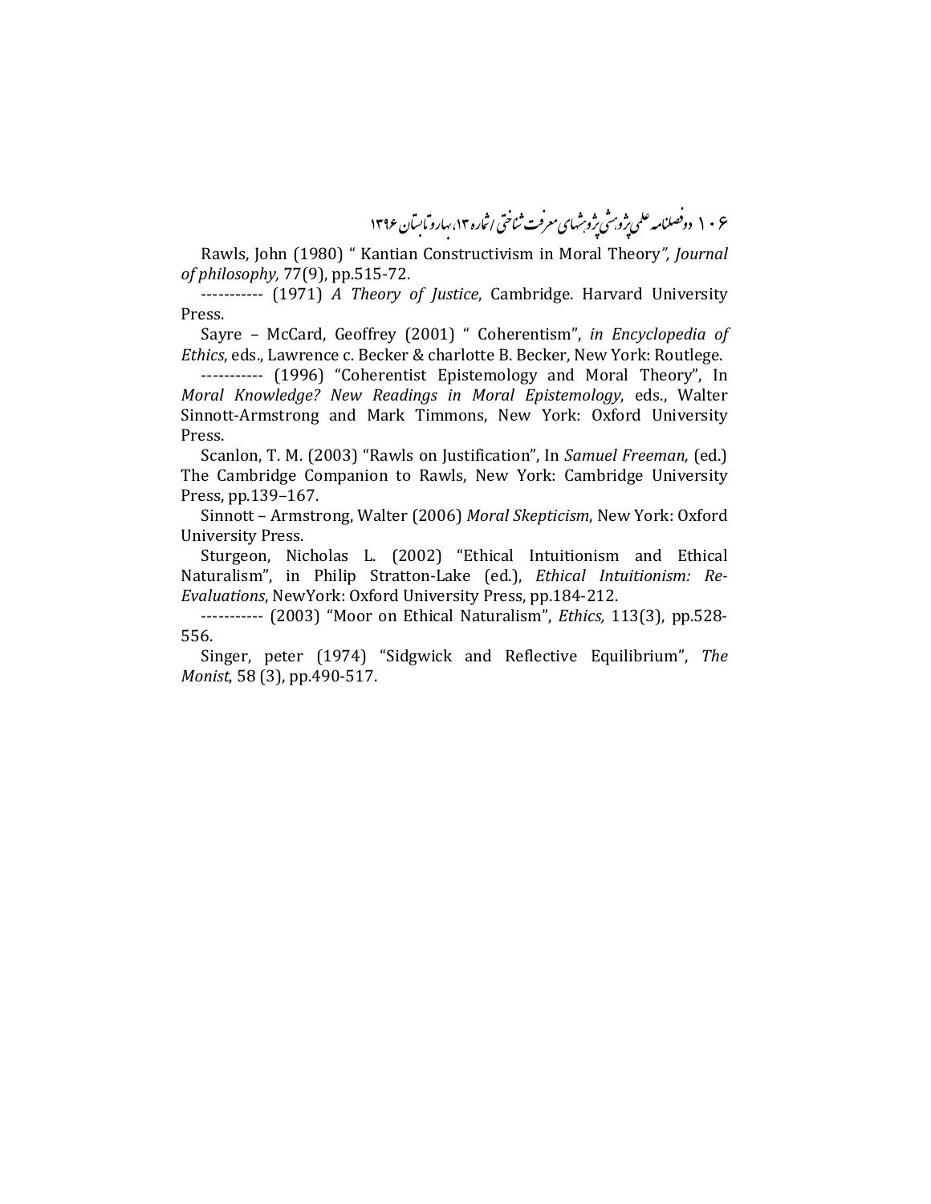Rawls, John (1980) " Kantian Constructivism in Moral Theory*", Journal of philosophy,* 77(9), pp.515-72.

----------- (1971) *A Theory of Justice*, Cambridge. Harvard University Press.

Sayre – McCard, Geoffrey (2001) " Coherentism", *in Encyclopedia of Ethics*, eds., Lawrence c. Becker & charlotte B. Becker, New York: Routlege.

----------- (1996) "Coherentist Epistemology and Moral Theory", In *Moral Knowledge? New Readings in Moral Epistemology*, eds., Walter Sinnott-Armstrong and Mark Timmons, New York: Oxford University Press.

Scanlon, T. M. (2003) "Rawls on Justification", In *Samuel Freeman,* (ed.) The Cambridge Companion to Rawls, New York: Cambridge University Press, pp.139–167.

Sinnott – Armstrong, Walter (2006) *Moral Skepticism*, New York: Oxford University Press.

Sturgeon, Nicholas L. (2002) "Ethical Intuitionism and Ethical Naturalism", in Philip Stratton-Lake (ed.), *Ethical Intuitionism: Re-Evaluations*, NewYork: Oxford University Press, pp.184-212.

----------- (2003) "Moor on Ethical Naturalism", *Ethics,* 113(3), pp.528-556.

Singer, peter (1974) "Sidgwick and Reflective Equilibrium", *The Monist*, 58 (3), pp.490-517.